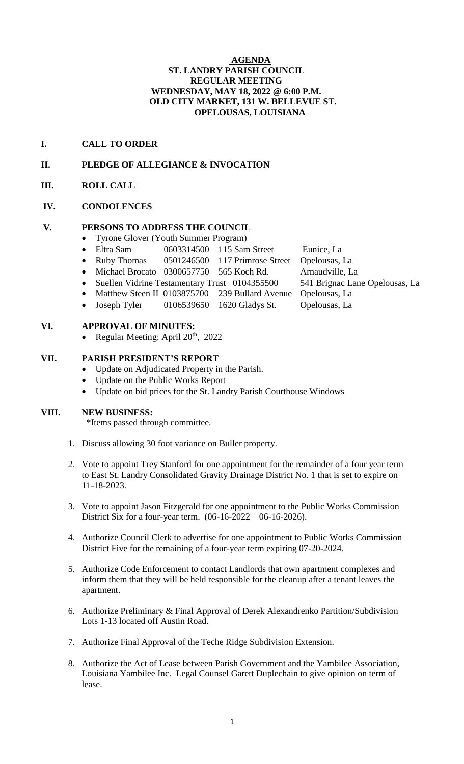# AGENDA

## ST. LANDRY PARISH COUNCIL
## REGULAR MEETING
## WEDNESDAY, MAY 18, 2022 @ 6:00 P.M.
## OLD CITY MARKET, 131 W. BELLEVUE ST.
## OPELOUSAS, LOUISIANA

**I. CALL TO ORDER**

**II. PLEDGE OF ALLEGIANCE & INVOCATION**

**III. ROLL CALL**

**IV. CONDOLENCES**

**V. PERSONS TO ADDRESS THE COUNCIL**

- Tyrone Glover (Youth Summer Program)
- Eltra Sam 0603314500 115 Sam Street Eunice, La
- Ruby Thomas 0501246500 117 Primrose Street Opelousas, La
- Michael Brocato 0300657750 565 Koch Rd. Arnaudville, La
- Suellen Vidrine Testamentary Trust 0104355500 541 Brignac Lane Opelousas, La
- Matthew Steen II 0103875700 239 Bullard Avenue Opelousas, La
- Joseph Tyler 0106539650 1620 Gladys St. Opelousas, La

**VI. APPROVAL OF MINUTES:**

- Regular Meeting: April 20th, 2022

**VII. PARISH PRESIDENT'S REPORT**

- Update on Adjudicated Property in the Parish.
- Update on the Public Works Report
- Update on bid prices for the St. Landry Parish Courthouse Windows

**VIII. NEW BUSINESS:**

*Items passed through committee.

1. Discuss allowing 30 foot variance on Buller property.
2. Vote to appoint Trey Stanford for one appointment for the remainder of a four year term to East St. Landry Consolidated Gravity Drainage District No. 1 that is set to expire on 11-18-2023.
3. Vote to appoint Jason Fitzgerald for one appointment to the Public Works Commission District Six for a four-year term. (06-16-2022 – 06-16-2026).
4. Authorize Council Clerk to advertise for one appointment to Public Works Commission District Five for the remaining of a four-year term expiring 07-20-2024.
5. Authorize Code Enforcement to contact Landlords that own apartment complexes and inform them that they will be held responsible for the cleanup after a tenant leaves the apartment.
6. Authorize Preliminary & Final Approval of Derek Alexandrenko Partition/Subdivision Lots 1-13 located off Austin Road.
7. Authorize Final Approval of the Teche Ridge Subdivision Extension.
8. Authorize the Act of Lease between Parish Government and the Yambilee Association, Louisiana Yambilee Inc. Legal Counsel Garett Duplechain to give opinion on term of lease.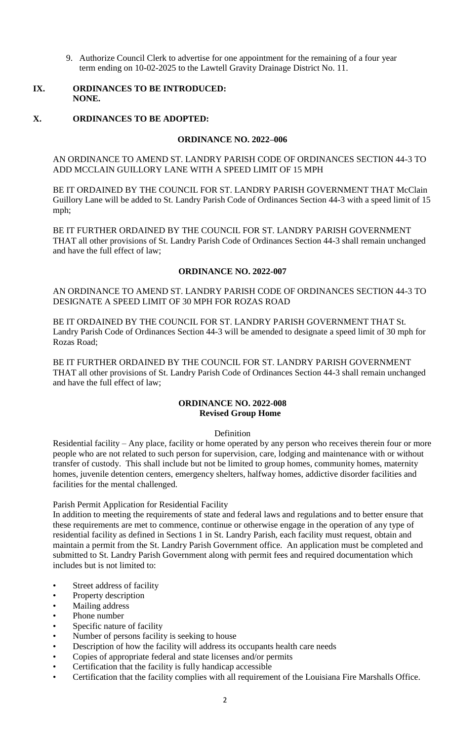9. Authorize Council Clerk to advertise for one appointment for the remaining of a four year term ending on 10-02-2025 to the Lawtell Gravity Drainage District No. 11.

## IX. ORDINANCES TO BE INTRODUCED:
**NONE.**

## X. ORDINANCES TO BE ADOPTED:

### ORDINANCE NO. 2022–006

AN ORDINANCE TO AMEND ST. LANDRY PARISH CODE OF ORDINANCES SECTION 44-3 TO ADD MCCLAIN GUILLORY LANE WITH A SPEED LIMIT OF 15 MPH

BE IT ORDAINED BY THE COUNCIL FOR ST. LANDRY PARISH GOVERNMENT THAT McClain Guillory Lane will be added to St. Landry Parish Code of Ordinances Section 44-3 with a speed limit of 15 mph;

BE IT FURTHER ORDAINED BY THE COUNCIL FOR ST. LANDRY PARISH GOVERNMENT THAT all other provisions of St. Landry Parish Code of Ordinances Section 44-3 shall remain unchanged and have the full effect of law;

### ORDINANCE NO. 2022-007

AN ORDINANCE TO AMEND ST. LANDRY PARISH CODE OF ORDINANCES SECTION 44-3 TO DESIGNATE A SPEED LIMIT OF 30 MPH FOR ROZAS ROAD

BE IT ORDAINED BY THE COUNCIL FOR ST. LANDRY PARISH GOVERNMENT THAT St. Landry Parish Code of Ordinances Section 44-3 will be amended to designate a speed limit of 30 mph for Rozas Road;

BE IT FURTHER ORDAINED BY THE COUNCIL FOR ST. LANDRY PARISH GOVERNMENT THAT all other provisions of St. Landry Parish Code of Ordinances Section 44-3 shall remain unchanged and have the full effect of law;

### ORDINANCE NO. 2022-008
**Revised Group Home**

Definition

Residential facility – Any place, facility or home operated by any person who receives therein four or more people who are not related to such person for supervision, care, lodging and maintenance with or without transfer of custody. This shall include but not be limited to group homes, community homes, maternity homes, juvenile detention centers, emergency shelters, halfway homes, addictive disorder facilities and facilities for the mental challenged.

Parish Permit Application for Residential Facility

In addition to meeting the requirements of state and federal laws and regulations and to better ensure that these requirements are met to commence, continue or otherwise engage in the operation of any type of residential facility as defined in Sections 1 in St. Landry Parish, each facility must request, obtain and maintain a permit from the St. Landry Parish Government office. An application must be completed and submitted to St. Landry Parish Government along with permit fees and required documentation which includes but is not limited to:

- Street address of facility
- Property description
- Mailing address
- Phone number
- Specific nature of facility
- Number of persons facility is seeking to house
- Description of how the facility will address its occupants health care needs
- Copies of appropriate federal and state licenses and/or permits
- Certification that the facility is fully handicap accessible
- Certification that the facility complies with all requirement of the Louisiana Fire Marshalls Office.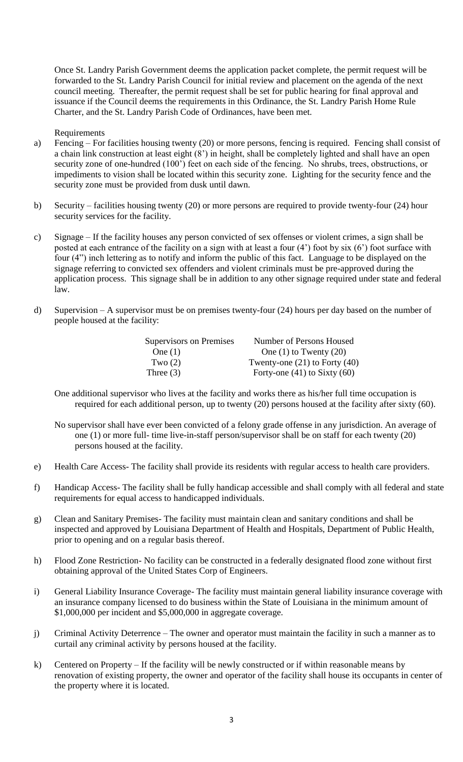Once St. Landry Parish Government deems the application packet complete, the permit request will be forwarded to the St. Landry Parish Council for initial review and placement on the agenda of the next council meeting. Thereafter, the permit request shall be set for public hearing for final approval and issuance if the Council deems the requirements in this Ordinance, the St. Landry Parish Home Rule Charter, and the St. Landry Parish Code of Ordinances, have been met.

Requirements

a) Fencing – For facilities housing twenty (20) or more persons, fencing is required. Fencing shall consist of a chain link construction at least eight (8') in height, shall be completely lighted and shall have an open security zone of one-hundred (100') feet on each side of the fencing. No shrubs, trees, obstructions, or impediments to vision shall be located within this security zone. Lighting for the security fence and the security zone must be provided from dusk until dawn.

b) Security – facilities housing twenty (20) or more persons are required to provide twenty-four (24) hour security services for the facility.

c) Signage – If the facility houses any person convicted of sex offenses or violent crimes, a sign shall be posted at each entrance of the facility on a sign with at least a four (4') foot by six (6') foot surface with four (4") inch lettering as to notify and inform the public of this fact. Language to be displayed on the signage referring to convicted sex offenders and violent criminals must be pre-approved during the application process. This signage shall be in addition to any other signage required under state and federal law.

d) Supervision – A supervisor must be on premises twenty-four (24) hours per day based on the number of people housed at the facility:

| Supervisors on Premises | Number of Persons Housed |
|---|---|
| One (1) | One (1) to Twenty (20) |
| Two (2) | Twenty-one (21) to Forty (40) |
| Three (3) | Forty-one (41) to Sixty (60) |

One additional supervisor who lives at the facility and works there as his/her full time occupation is required for each additional person, up to twenty (20) persons housed at the facility after sixty (60).

No supervisor shall have ever been convicted of a felony grade offense in any jurisdiction. An average of one (1) or more full- time live-in-staff person/supervisor shall be on staff for each twenty (20) persons housed at the facility.

e) Health Care Access- The facility shall provide its residents with regular access to health care providers.

f) Handicap Access- The facility shall be fully handicap accessible and shall comply with all federal and state requirements for equal access to handicapped individuals.

g) Clean and Sanitary Premises- The facility must maintain clean and sanitary conditions and shall be inspected and approved by Louisiana Department of Health and Hospitals, Department of Public Health, prior to opening and on a regular basis thereof.

h) Flood Zone Restriction- No facility can be constructed in a federally designated flood zone without first obtaining approval of the United States Corp of Engineers.

i) General Liability Insurance Coverage- The facility must maintain general liability insurance coverage with an insurance company licensed to do business within the State of Louisiana in the minimum amount of $1,000,000 per incident and $5,000,000 in aggregate coverage.

j) Criminal Activity Deterrence – The owner and operator must maintain the facility in such a manner as to curtail any criminal activity by persons housed at the facility.

k) Centered on Property – If the facility will be newly constructed or if within reasonable means by renovation of existing property, the owner and operator of the facility shall house its occupants in center of the property where it is located.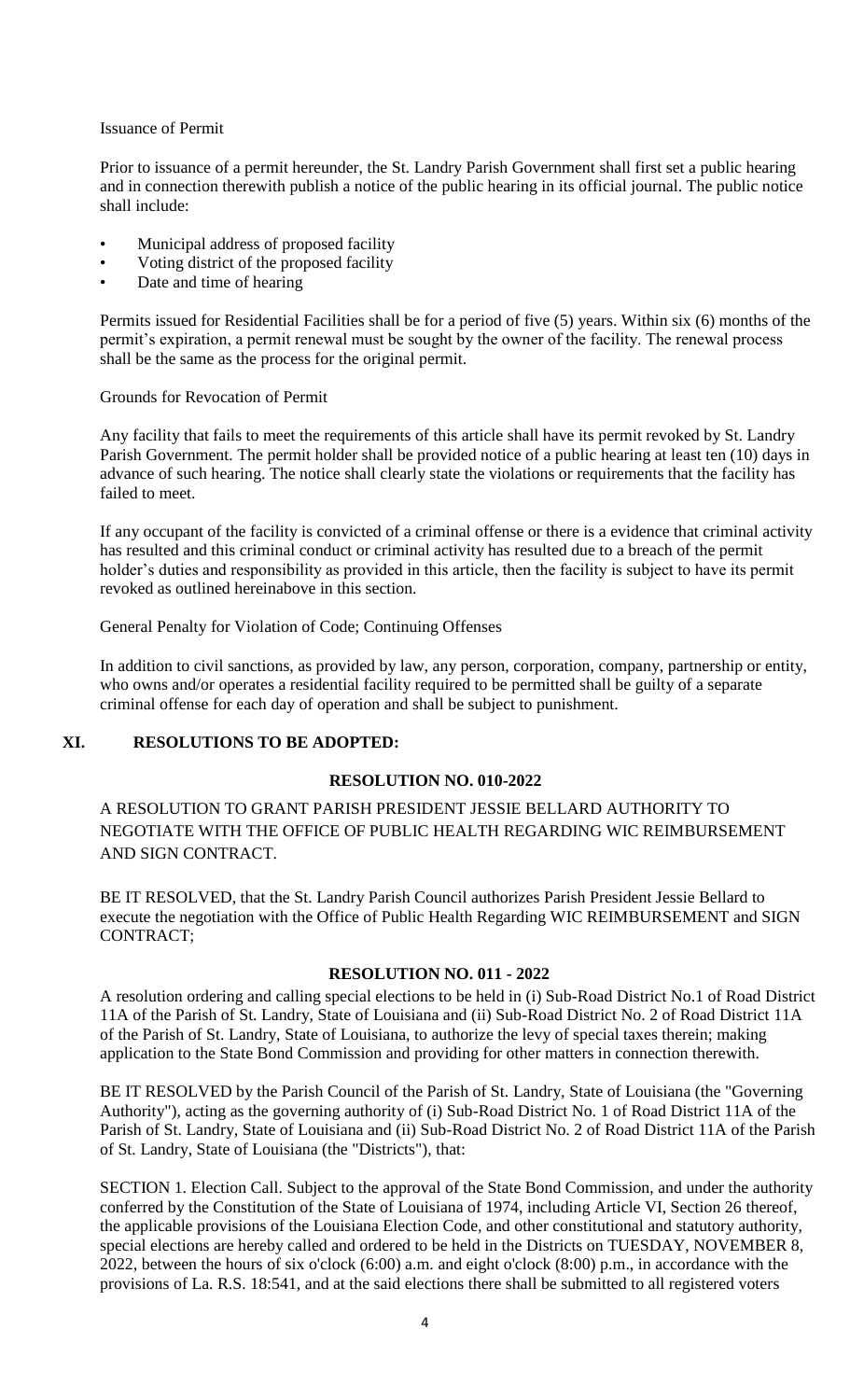Issuance of Permit

Prior to issuance of a permit hereunder, the St. Landry Parish Government shall first set a public hearing and in connection therewith publish a notice of the public hearing in its official journal. The public notice shall include:

- Municipal address of proposed facility
- Voting district of the proposed facility
- Date and time of hearing

Permits issued for Residential Facilities shall be for a period of five (5) years. Within six (6) months of the permit's expiration, a permit renewal must be sought by the owner of the facility. The renewal process shall be the same as the process for the original permit.

Grounds for Revocation of Permit

Any facility that fails to meet the requirements of this article shall have its permit revoked by St. Landry Parish Government. The permit holder shall be provided notice of a public hearing at least ten (10) days in advance of such hearing. The notice shall clearly state the violations or requirements that the facility has failed to meet.

If any occupant of the facility is convicted of a criminal offense or there is a evidence that criminal activity has resulted and this criminal conduct or criminal activity has resulted due to a breach of the permit holder's duties and responsibility as provided in this article, then the facility is subject to have its permit revoked as outlined hereinabove in this section.

General Penalty for Violation of Code; Continuing Offenses

In addition to civil sanctions, as provided by law, any person, corporation, company, partnership or entity, who owns and/or operates a residential facility required to be permitted shall be guilty of a separate criminal offense for each day of operation and shall be subject to punishment.

## XI. RESOLUTIONS TO BE ADOPTED:

**RESOLUTION NO. 010-2022**

A RESOLUTION TO GRANT PARISH PRESIDENT JESSIE BELLARD AUTHORITY TO NEGOTIATE WITH THE OFFICE OF PUBLIC HEALTH REGARDING WIC REIMBURSEMENT AND SIGN CONTRACT.

BE IT RESOLVED, that the St. Landry Parish Council authorizes Parish President Jessie Bellard to execute the negotiation with the Office of Public Health Regarding WIC REIMBURSEMENT and SIGN CONTRACT;

**RESOLUTION NO. 011 - 2022**

A resolution ordering and calling special elections to be held in (i) Sub-Road District No.1 of Road District 11A of the Parish of St. Landry, State of Louisiana and (ii) Sub-Road District No. 2 of Road District 11A of the Parish of St. Landry, State of Louisiana, to authorize the levy of special taxes therein; making application to the State Bond Commission and providing for other matters in connection therewith.

BE IT RESOLVED by the Parish Council of the Parish of St. Landry, State of Louisiana (the "Governing Authority"), acting as the governing authority of (i) Sub-Road District No. 1 of Road District 11A of the Parish of St. Landry, State of Louisiana and (ii) Sub-Road District No. 2 of Road District 11A of the Parish of St. Landry, State of Louisiana (the "Districts"), that:

SECTION 1. Election Call. Subject to the approval of the State Bond Commission, and under the authority conferred by the Constitution of the State of Louisiana of 1974, including Article VI, Section 26 thereof, the applicable provisions of the Louisiana Election Code, and other constitutional and statutory authority, special elections are hereby called and ordered to be held in the Districts on TUESDAY, NOVEMBER 8, 2022, between the hours of six o'clock (6:00) a.m. and eight o'clock (8:00) p.m., in accordance with the provisions of La. R.S. 18:541, and at the said elections there shall be submitted to all registered voters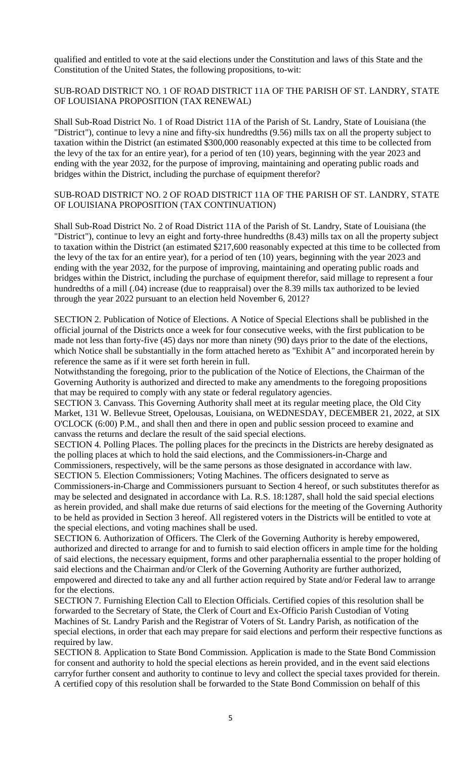qualified and entitled to vote at the said elections under the Constitution and laws of this State and the Constitution of the United States, the following propositions, to-wit:

SUB-ROAD DISTRICT NO. 1 OF ROAD DISTRICT 11A OF THE PARISH OF ST. LANDRY, STATE OF LOUISIANA PROPOSITION (TAX RENEWAL)

Shall Sub-Road District No. 1 of Road District 11A of the Parish of St. Landry, State of Louisiana (the "District"), continue to levy a nine and fifty-six hundredths (9.56) mills tax on all the property subject to taxation within the District (an estimated $300,000 reasonably expected at this time to be collected from the levy of the tax for an entire year), for a period of ten (10) years, beginning with the year 2023 and ending with the year 2032, for the purpose of improving, maintaining and operating public roads and bridges within the District, including the purchase of equipment therefor?

SUB-ROAD DISTRICT NO. 2 OF ROAD DISTRICT 11A OF THE PARISH OF ST. LANDRY, STATE OF LOUISIANA PROPOSITION (TAX CONTINUATION)

Shall Sub-Road District No. 2 of Road District 11A of the Parish of St. Landry, State of Louisiana (the "District"), continue to levy an eight and forty-three hundredths (8.43) mills tax on all the property subject to taxation within the District (an estimated $217,600 reasonably expected at this time to be collected from the levy of the tax for an entire year), for a period of ten (10) years, beginning with the year 2023 and ending with the year 2032, for the purpose of improving, maintaining and operating public roads and bridges within the District, including the purchase of equipment therefor, said millage to represent a four hundredths of a mill (.04) increase (due to reappraisal) over the 8.39 mills tax authorized to be levied through the year 2022 pursuant to an election held November 6, 2012?

SECTION 2. Publication of Notice of Elections. A Notice of Special Elections shall be published in the official journal of the Districts once a week for four consecutive weeks, with the first publication to be made not less than forty-five (45) days nor more than ninety (90) days prior to the date of the elections, which Notice shall be substantially in the form attached hereto as "Exhibit A" and incorporated herein by reference the same as if it were set forth herein in full.

Notwithstanding the foregoing, prior to the publication of the Notice of Elections, the Chairman of the Governing Authority is authorized and directed to make any amendments to the foregoing propositions that may be required to comply with any state or federal regulatory agencies.

SECTION 3. Canvass. This Governing Authority shall meet at its regular meeting place, the Old City Market, 131 W. Bellevue Street, Opelousas, Louisiana, on WEDNESDAY, DECEMBER 21, 2022, at SIX O'CLOCK (6:00) P.M., and shall then and there in open and public session proceed to examine and canvass the returns and declare the result of the said special elections.

SECTION 4. Polling Places. The polling places for the precincts in the Districts are hereby designated as the polling places at which to hold the said elections, and the Commissioners-in-Charge and Commissioners, respectively, will be the same persons as those designated in accordance with law.

SECTION 5. Election Commissioners; Voting Machines. The officers designated to serve as Commissioners-in-Charge and Commissioners pursuant to Section 4 hereof, or such substitutes therefor as may be selected and designated in accordance with La. R.S. 18:1287, shall hold the said special elections as herein provided, and shall make due returns of said elections for the meeting of the Governing Authority to be held as provided in Section 3 hereof. All registered voters in the Districts will be entitled to vote at the special elections, and voting machines shall be used.

SECTION 6. Authorization of Officers. The Clerk of the Governing Authority is hereby empowered, authorized and directed to arrange for and to furnish to said election officers in ample time for the holding of said elections, the necessary equipment, forms and other paraphernalia essential to the proper holding of said elections and the Chairman and/or Clerk of the Governing Authority are further authorized, empowered and directed to take any and all further action required by State and/or Federal law to arrange for the elections.

SECTION 7. Furnishing Election Call to Election Officials. Certified copies of this resolution shall be forwarded to the Secretary of State, the Clerk of Court and Ex-Officio Parish Custodian of Voting Machines of St. Landry Parish and the Registrar of Voters of St. Landry Parish, as notification of the special elections, in order that each may prepare for said elections and perform their respective functions as required by law.

SECTION 8. Application to State Bond Commission. Application is made to the State Bond Commission for consent and authority to hold the special elections as herein provided, and in the event said elections carryfor further consent and authority to continue to levy and collect the special taxes provided for therein. A certified copy of this resolution shall be forwarded to the State Bond Commission on behalf of this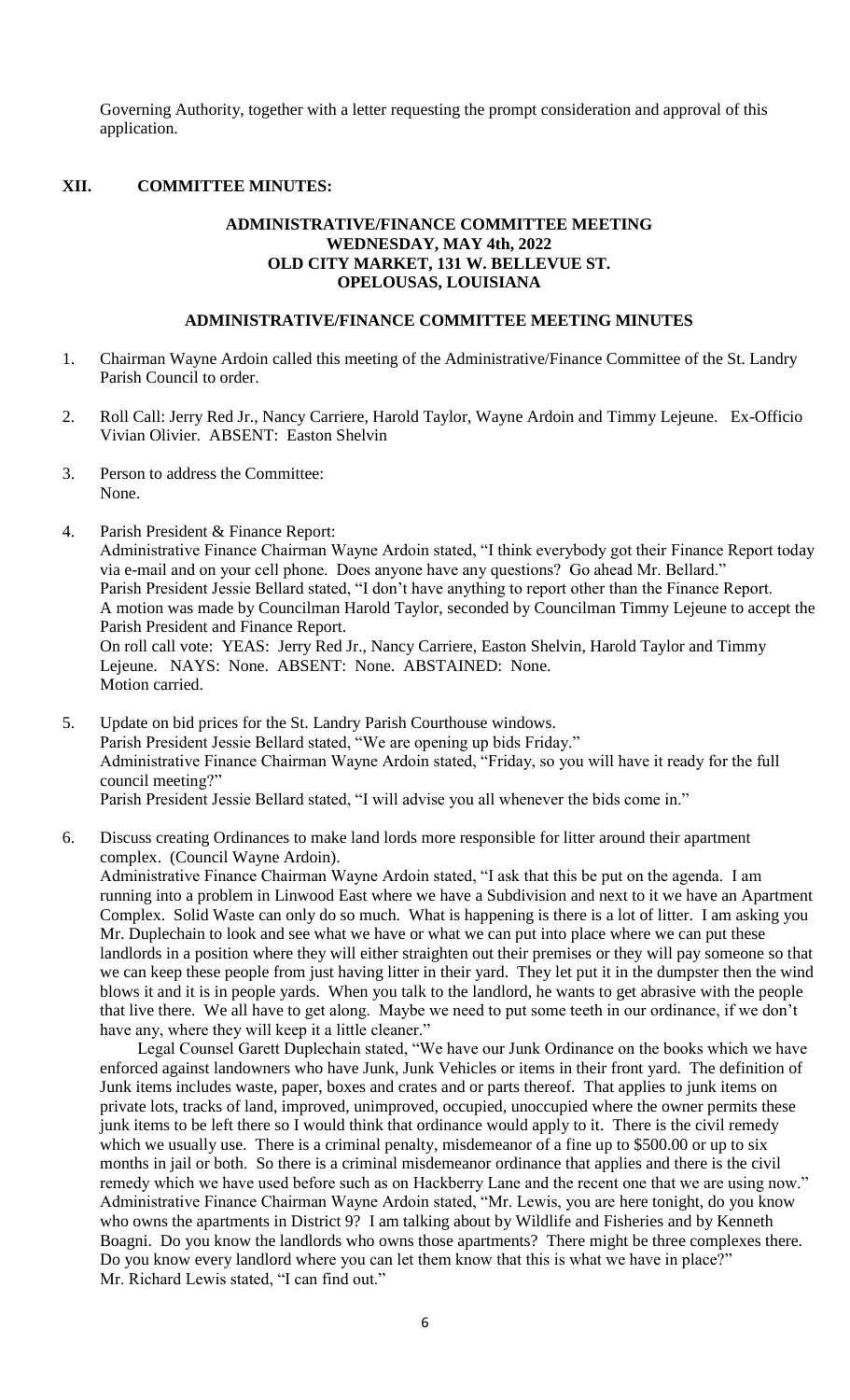Governing Authority, together with a letter requesting the prompt consideration and approval of this application.

## XII. COMMITTEE MINUTES:

**ADMINISTRATIVE/FINANCE COMMITTEE MEETING**
**WEDNESDAY, MAY 4th, 2022**
**OLD CITY MARKET, 131 W. BELLEVUE ST.**
**OPELOUSAS, LOUISIANA**

**ADMINISTRATIVE/FINANCE COMMITTEE MEETING MINUTES**

1. Chairman Wayne Ardoin called this meeting of the Administrative/Finance Committee of the St. Landry Parish Council to order.

2. Roll Call: Jerry Red Jr., Nancy Carriere, Harold Taylor, Wayne Ardoin and Timmy Lejeune. Ex-Officio Vivian Olivier. ABSENT: Easton Shelvin

3. Person to address the Committee:
   None.

4. Parish President & Finance Report:
   Administrative Finance Chairman Wayne Ardoin stated, "I think everybody got their Finance Report today via e-mail and on your cell phone. Does anyone have any questions? Go ahead Mr. Bellard."
   Parish President Jessie Bellard stated, "I don't have anything to report other than the Finance Report.
   A motion was made by Councilman Harold Taylor, seconded by Councilman Timmy Lejeune to accept the Parish President and Finance Report.
   On roll call vote: YEAS: Jerry Red Jr., Nancy Carriere, Easton Shelvin, Harold Taylor and Timmy Lejeune. NAYS: None. ABSENT: None. ABSTAINED: None.
   Motion carried.

5. Update on bid prices for the St. Landry Parish Courthouse windows.
   Parish President Jessie Bellard stated, "We are opening up bids Friday."
   Administrative Finance Chairman Wayne Ardoin stated, "Friday, so you will have it ready for the full council meeting?"
   Parish President Jessie Bellard stated, "I will advise you all whenever the bids come in."

6. Discuss creating Ordinances to make land lords more responsible for litter around their apartment complex. (Council Wayne Ardoin).
   Administrative Finance Chairman Wayne Ardoin stated, "I ask that this be put on the agenda. I am running into a problem in Linwood East where we have a Subdivision and next to it we have an Apartment Complex. Solid Waste can only do so much. What is happening is there is a lot of litter. I am asking you Mr. Duplechain to look and see what we have or what we can put into place where we can put these landlords in a position where they will either straighten out their premises or they will pay someone so that we can keep these people from just having litter in their yard. They let put it in the dumpster then the wind blows it and it is in people yards. When you talk to the landlord, he wants to get abrasive with the people that live there. We all have to get along. Maybe we need to put some teeth in our ordinance, if we don't have any, where they will keep it a little cleaner."

   Legal Counsel Garett Duplechain stated, "We have our Junk Ordinance on the books which we have enforced against landowners who have Junk, Junk Vehicles or items in their front yard. The definition of Junk items includes waste, paper, boxes and crates and or parts thereof. That applies to junk items on private lots, tracks of land, improved, unimproved, occupied, unoccupied where the owner permits these junk items to be left there so I would think that ordinance would apply to it. There is the civil remedy which we usually use. There is a criminal penalty, misdemeanor of a fine up to $500.00 or up to six months in jail or both. So there is a criminal misdemeanor ordinance that applies and there is the civil remedy which we have used before such as on Hackberry Lane and the recent one that we are using now."
   Administrative Finance Chairman Wayne Ardoin stated, "Mr. Lewis, you are here tonight, do you know who owns the apartments in District 9? I am talking about by Wildlife and Fisheries and by Kenneth Boagni. Do you know the landlords who owns those apartments? There might be three complexes there. Do you know every landlord where you can let them know that this is what we have in place?"
   Mr. Richard Lewis stated, "I can find out."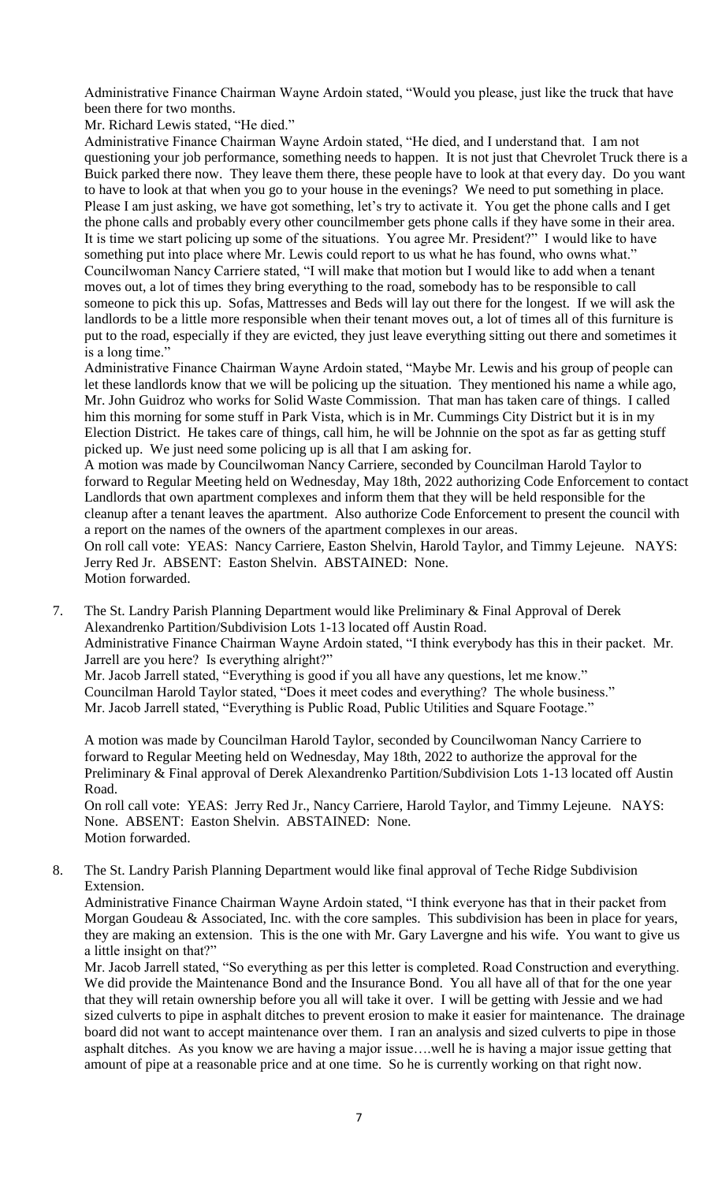Administrative Finance Chairman Wayne Ardoin stated, "Would you please, just like the truck that have been there for two months.

Mr. Richard Lewis stated, "He died."

Administrative Finance Chairman Wayne Ardoin stated, "He died, and I understand that. I am not questioning your job performance, something needs to happen. It is not just that Chevrolet Truck there is a Buick parked there now. They leave them there, these people have to look at that every day. Do you want to have to look at that when you go to your house in the evenings? We need to put something in place. Please I am just asking, we have got something, let's try to activate it. You get the phone calls and I get the phone calls and probably every other councilmember gets phone calls if they have some in their area. It is time we start policing up some of the situations. You agree Mr. President?" I would like to have something put into place where Mr. Lewis could report to us what he has found, who owns what."

Councilwoman Nancy Carriere stated, "I will make that motion but I would like to add when a tenant moves out, a lot of times they bring everything to the road, somebody has to be responsible to call someone to pick this up. Sofas, Mattresses and Beds will lay out there for the longest. If we will ask the landlords to be a little more responsible when their tenant moves out, a lot of times all of this furniture is put to the road, especially if they are evicted, they just leave everything sitting out there and sometimes it is a long time."

Administrative Finance Chairman Wayne Ardoin stated, "Maybe Mr. Lewis and his group of people can let these landlords know that we will be policing up the situation. They mentioned his name a while ago, Mr. John Guidroz who works for Solid Waste Commission. That man has taken care of things. I called him this morning for some stuff in Park Vista, which is in Mr. Cummings City District but it is in my Election District. He takes care of things, call him, he will be Johnnie on the spot as far as getting stuff picked up. We just need some policing up is all that I am asking for.

A motion was made by Councilwoman Nancy Carriere, seconded by Councilman Harold Taylor to forward to Regular Meeting held on Wednesday, May 18th, 2022 authorizing Code Enforcement to contact Landlords that own apartment complexes and inform them that they will be held responsible for the cleanup after a tenant leaves the apartment. Also authorize Code Enforcement to present the council with a report on the names of the owners of the apartment complexes in our areas.

On roll call vote: YEAS: Nancy Carriere, Easton Shelvin, Harold Taylor, and Timmy Lejeune. NAYS: Jerry Red Jr. ABSENT: Easton Shelvin. ABSTAINED: None.

Motion forwarded.

7. The St. Landry Parish Planning Department would like Preliminary & Final Approval of Derek Alexandrenko Partition/Subdivision Lots 1-13 located off Austin Road.

   Administrative Finance Chairman Wayne Ardoin stated, "I think everybody has this in their packet. Mr. Jarrell are you here? Is everything alright?"

   Mr. Jacob Jarrell stated, "Everything is good if you all have any questions, let me know."

   Councilman Harold Taylor stated, "Does it meet codes and everything? The whole business."

   Mr. Jacob Jarrell stated, "Everything is Public Road, Public Utilities and Square Footage."

   A motion was made by Councilman Harold Taylor, seconded by Councilwoman Nancy Carriere to forward to Regular Meeting held on Wednesday, May 18th, 2022 to authorize the approval for the Preliminary & Final approval of Derek Alexandrenko Partition/Subdivision Lots 1-13 located off Austin Road.

   On roll call vote: YEAS: Jerry Red Jr., Nancy Carriere, Harold Taylor, and Timmy Lejeune. NAYS: None. ABSENT: Easton Shelvin. ABSTAINED: None.

   Motion forwarded.

8. The St. Landry Parish Planning Department would like final approval of Teche Ridge Subdivision Extension.

   Administrative Finance Chairman Wayne Ardoin stated, "I think everyone has that in their packet from Morgan Goudeau & Associated, Inc. with the core samples. This subdivision has been in place for years, they are making an extension. This is the one with Mr. Gary Lavergne and his wife. You want to give us a little insight on that?"

   Mr. Jacob Jarrell stated, "So everything as per this letter is completed. Road Construction and everything. We did provide the Maintenance Bond and the Insurance Bond. You all have all of that for the one year that they will retain ownership before you all will take it over. I will be getting with Jessie and we had sized culverts to pipe in asphalt ditches to prevent erosion to make it easier for maintenance. The drainage board did not want to accept maintenance over them. I ran an analysis and sized culverts to pipe in those asphalt ditches. As you know we are having a major issue….well he is having a major issue getting that amount of pipe at a reasonable price and at one time. So he is currently working on that right now.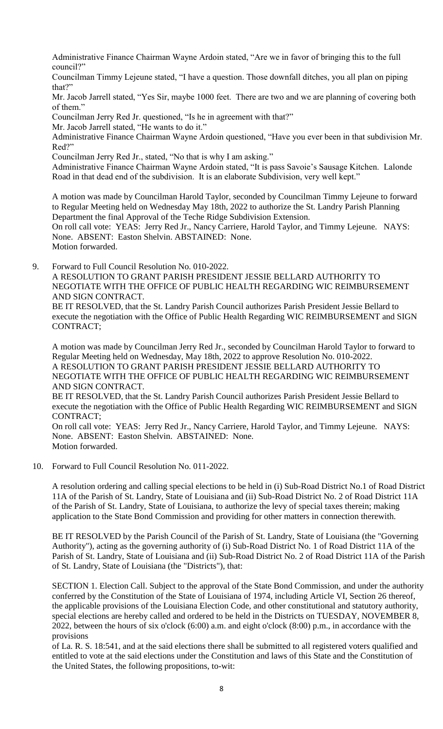Administrative Finance Chairman Wayne Ardoin stated, "Are we in favor of bringing this to the full council?"

Councilman Timmy Lejeune stated, "I have a question. Those downfall ditches, you all plan on piping that?"

Mr. Jacob Jarrell stated, "Yes Sir, maybe 1000 feet. There are two and we are planning of covering both of them."

Councilman Jerry Red Jr. questioned, "Is he in agreement with that?"

Mr. Jacob Jarrell stated, "He wants to do it."

Administrative Finance Chairman Wayne Ardoin questioned, "Have you ever been in that subdivision Mr. Red?"

Councilman Jerry Red Jr., stated, "No that is why I am asking."

Administrative Finance Chairman Wayne Ardoin stated, "It is pass Savoie's Sausage Kitchen. Lalonde Road in that dead end of the subdivision. It is an elaborate Subdivision, very well kept."

A motion was made by Councilman Harold Taylor, seconded by Councilman Timmy Lejeune to forward to Regular Meeting held on Wednesday May 18th, 2022 to authorize the St. Landry Parish Planning Department the final Approval of the Teche Ridge Subdivision Extension.

On roll call vote: YEAS: Jerry Red Jr., Nancy Carriere, Harold Taylor, and Timmy Lejeune. NAYS: None. ABSENT: Easton Shelvin. ABSTAINED: None.

Motion forwarded.

9. Forward to Full Council Resolution No. 010-2022.

   A RESOLUTION TO GRANT PARISH PRESIDENT JESSIE BELLARD AUTHORITY TO NEGOTIATE WITH THE OFFICE OF PUBLIC HEALTH REGARDING WIC REIMBURSEMENT AND SIGN CONTRACT.

   BE IT RESOLVED, that the St. Landry Parish Council authorizes Parish President Jessie Bellard to execute the negotiation with the Office of Public Health Regarding WIC REIMBURSEMENT and SIGN CONTRACT;

   A motion was made by Councilman Jerry Red Jr., seconded by Councilman Harold Taylor to forward to Regular Meeting held on Wednesday, May 18th, 2022 to approve Resolution No. 010-2022.

   A RESOLUTION TO GRANT PARISH PRESIDENT JESSIE BELLARD AUTHORITY TO NEGOTIATE WITH THE OFFICE OF PUBLIC HEALTH REGARDING WIC REIMBURSEMENT AND SIGN CONTRACT.

   BE IT RESOLVED, that the St. Landry Parish Council authorizes Parish President Jessie Bellard to execute the negotiation with the Office of Public Health Regarding WIC REIMBURSEMENT and SIGN CONTRACT;

   On roll call vote: YEAS: Jerry Red Jr., Nancy Carriere, Harold Taylor, and Timmy Lejeune. NAYS: None. ABSENT: Easton Shelvin. ABSTAINED: None.

   Motion forwarded.

10. Forward to Full Council Resolution No. 011-2022.

    A resolution ordering and calling special elections to be held in (i) Sub-Road District No.1 of Road District 11A of the Parish of St. Landry, State of Louisiana and (ii) Sub-Road District No. 2 of Road District 11A of the Parish of St. Landry, State of Louisiana, to authorize the levy of special taxes therein; making application to the State Bond Commission and providing for other matters in connection therewith.

    BE IT RESOLVED by the Parish Council of the Parish of St. Landry, State of Louisiana (the "Governing Authority"), acting as the governing authority of (i) Sub-Road District No. 1 of Road District 11A of the Parish of St. Landry, State of Louisiana and (ii) Sub-Road District No. 2 of Road District 11A of the Parish of St. Landry, State of Louisiana (the "Districts"), that:

    SECTION 1. Election Call. Subject to the approval of the State Bond Commission, and under the authority conferred by the Constitution of the State of Louisiana of 1974, including Article VI, Section 26 thereof, the applicable provisions of the Louisiana Election Code, and other constitutional and statutory authority, special elections are hereby called and ordered to be held in the Districts on TUESDAY, NOVEMBER 8, 2022, between the hours of six o'clock (6:00) a.m. and eight o'clock (8:00) p.m., in accordance with the provisions of La. R. S. 18:541, and at the said elections there shall be submitted to all registered voters qualified and entitled to vote at the said elections under the Constitution and laws of this State and the Constitution of the United States, the following propositions, to-wit: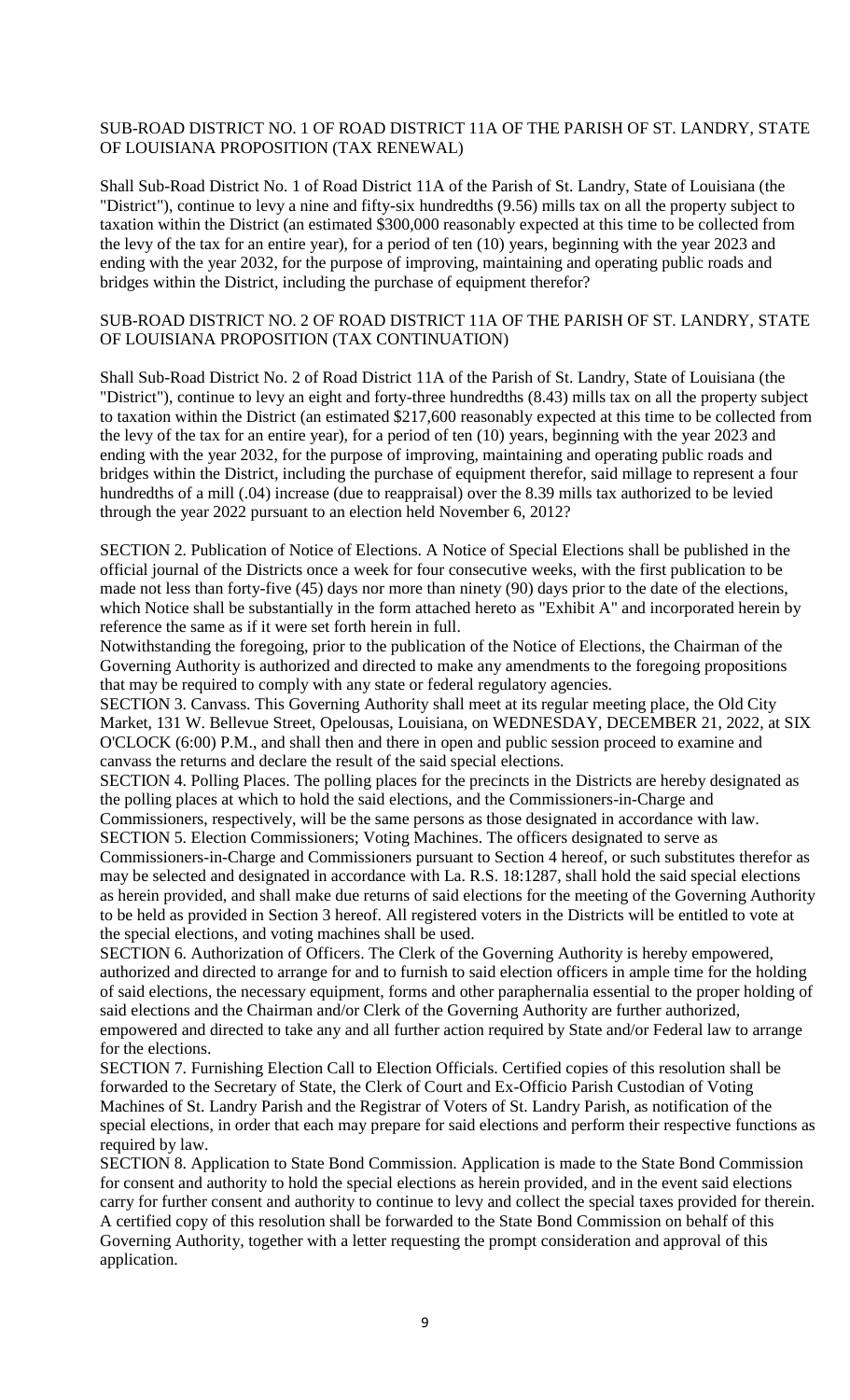SUB-ROAD DISTRICT NO. 1 OF ROAD DISTRICT 11A OF THE PARISH OF ST. LANDRY, STATE OF LOUISIANA PROPOSITION (TAX RENEWAL)

Shall Sub-Road District No. 1 of Road District 11A of the Parish of St. Landry, State of Louisiana (the "District"), continue to levy a nine and fifty-six hundredths (9.56) mills tax on all the property subject to taxation within the District (an estimated $300,000 reasonably expected at this time to be collected from the levy of the tax for an entire year), for a period of ten (10) years, beginning with the year 2023 and ending with the year 2032, for the purpose of improving, maintaining and operating public roads and bridges within the District, including the purchase of equipment therefor?

SUB-ROAD DISTRICT NO. 2 OF ROAD DISTRICT 11A OF THE PARISH OF ST. LANDRY, STATE OF LOUISIANA PROPOSITION (TAX CONTINUATION)

Shall Sub-Road District No. 2 of Road District 11A of the Parish of St. Landry, State of Louisiana (the "District"), continue to levy an eight and forty-three hundredths (8.43) mills tax on all the property subject to taxation within the District (an estimated $217,600 reasonably expected at this time to be collected from the levy of the tax for an entire year), for a period of ten (10) years, beginning with the year 2023 and ending with the year 2032, for the purpose of improving, maintaining and operating public roads and bridges within the District, including the purchase of equipment therefor, said millage to represent a four hundredths of a mill (.04) increase (due to reappraisal) over the 8.39 mills tax authorized to be levied through the year 2022 pursuant to an election held November 6, 2012?

SECTION 2. Publication of Notice of Elections. A Notice of Special Elections shall be published in the official journal of the Districts once a week for four consecutive weeks, with the first publication to be made not less than forty-five (45) days nor more than ninety (90) days prior to the date of the elections, which Notice shall be substantially in the form attached hereto as "Exhibit A" and incorporated herein by reference the same as if it were set forth herein in full.

Notwithstanding the foregoing, prior to the publication of the Notice of Elections, the Chairman of the Governing Authority is authorized and directed to make any amendments to the foregoing propositions that may be required to comply with any state or federal regulatory agencies.

SECTION 3. Canvass. This Governing Authority shall meet at its regular meeting place, the Old City Market, 131 W. Bellevue Street, Opelousas, Louisiana, on WEDNESDAY, DECEMBER 21, 2022, at SIX O'CLOCK (6:00) P.M., and shall then and there in open and public session proceed to examine and canvass the returns and declare the result of the said special elections.

SECTION 4. Polling Places. The polling places for the precincts in the Districts are hereby designated as the polling places at which to hold the said elections, and the Commissioners-in-Charge and Commissioners, respectively, will be the same persons as those designated in accordance with law.

SECTION 5. Election Commissioners; Voting Machines. The officers designated to serve as Commissioners-in-Charge and Commissioners pursuant to Section 4 hereof, or such substitutes therefor as may be selected and designated in accordance with La. R.S. 18:1287, shall hold the said special elections as herein provided, and shall make due returns of said elections for the meeting of the Governing Authority to be held as provided in Section 3 hereof. All registered voters in the Districts will be entitled to vote at the special elections, and voting machines shall be used.

SECTION 6. Authorization of Officers. The Clerk of the Governing Authority is hereby empowered, authorized and directed to arrange for and to furnish to said election officers in ample time for the holding of said elections, the necessary equipment, forms and other paraphernalia essential to the proper holding of said elections and the Chairman and/or Clerk of the Governing Authority are further authorized, empowered and directed to take any and all further action required by State and/or Federal law to arrange for the elections.

SECTION 7. Furnishing Election Call to Election Officials. Certified copies of this resolution shall be forwarded to the Secretary of State, the Clerk of Court and Ex-Officio Parish Custodian of Voting Machines of St. Landry Parish and the Registrar of Voters of St. Landry Parish, as notification of the special elections, in order that each may prepare for said elections and perform their respective functions as required by law.

SECTION 8. Application to State Bond Commission. Application is made to the State Bond Commission for consent and authority to hold the special elections as herein provided, and in the event said elections carry for further consent and authority to continue to levy and collect the special taxes provided for therein. A certified copy of this resolution shall be forwarded to the State Bond Commission on behalf of this Governing Authority, together with a letter requesting the prompt consideration and approval of this application.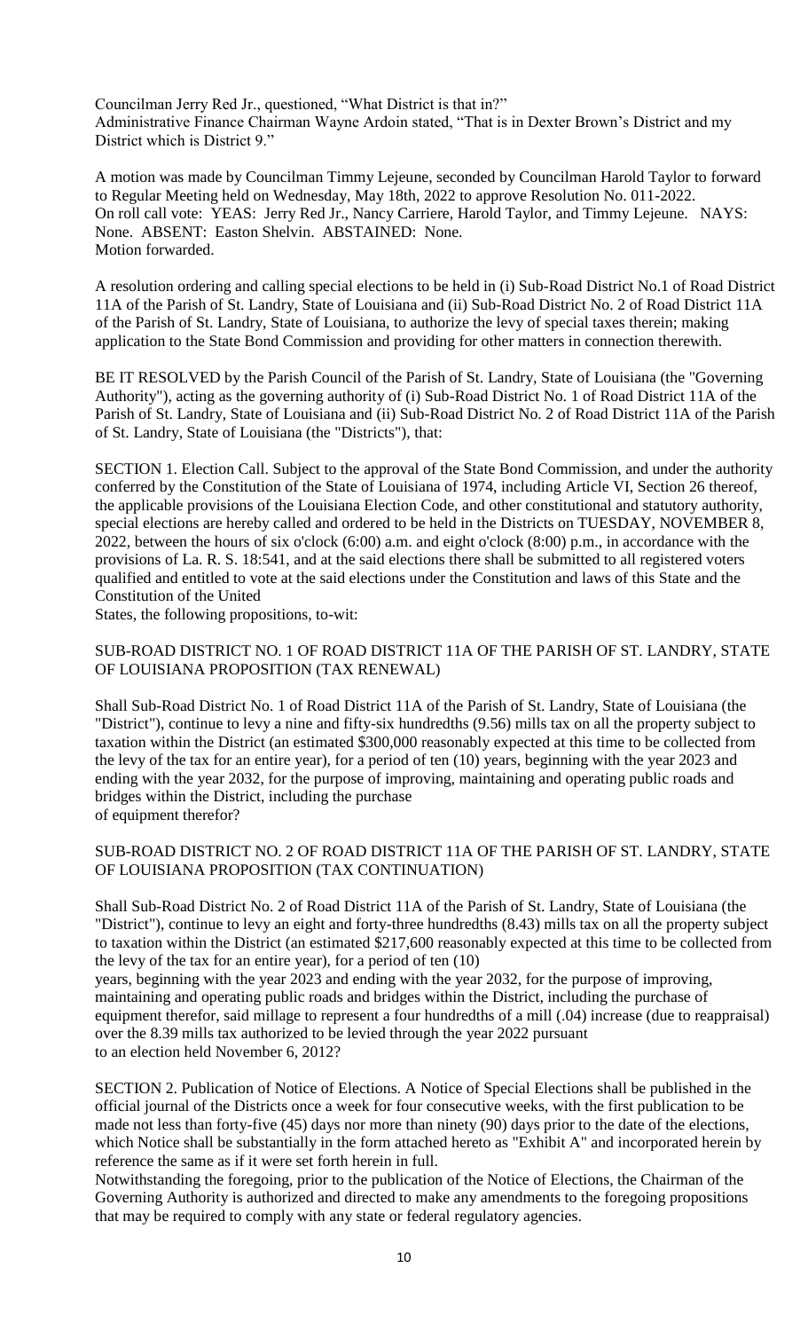Councilman Jerry Red Jr., questioned, "What District is that in?"
Administrative Finance Chairman Wayne Ardoin stated, "That is in Dexter Brown's District and my District which is District 9."

A motion was made by Councilman Timmy Lejeune, seconded by Councilman Harold Taylor to forward to Regular Meeting held on Wednesday, May 18th, 2022 to approve Resolution No. 011-2022.
On roll call vote: YEAS: Jerry Red Jr., Nancy Carriere, Harold Taylor, and Timmy Lejeune. NAYS: None. ABSENT: Easton Shelvin. ABSTAINED: None.
Motion forwarded.

A resolution ordering and calling special elections to be held in (i) Sub-Road District No.1 of Road District 11A of the Parish of St. Landry, State of Louisiana and (ii) Sub-Road District No. 2 of Road District 11A of the Parish of St. Landry, State of Louisiana, to authorize the levy of special taxes therein; making application to the State Bond Commission and providing for other matters in connection therewith.

BE IT RESOLVED by the Parish Council of the Parish of St. Landry, State of Louisiana (the "Governing Authority"), acting as the governing authority of (i) Sub-Road District No. 1 of Road District 11A of the Parish of St. Landry, State of Louisiana and (ii) Sub-Road District No. 2 of Road District 11A of the Parish of St. Landry, State of Louisiana (the "Districts"), that:

SECTION 1. Election Call. Subject to the approval of the State Bond Commission, and under the authority conferred by the Constitution of the State of Louisiana of 1974, including Article VI, Section 26 thereof, the applicable provisions of the Louisiana Election Code, and other constitutional and statutory authority, special elections are hereby called and ordered to be held in the Districts on TUESDAY, NOVEMBER 8, 2022, between the hours of six o'clock (6:00) a.m. and eight o'clock (8:00) p.m., in accordance with the provisions of La. R. S. 18:541, and at the said elections there shall be submitted to all registered voters qualified and entitled to vote at the said elections under the Constitution and laws of this State and the Constitution of the United
States, the following propositions, to-wit:

SUB-ROAD DISTRICT NO. 1 OF ROAD DISTRICT 11A OF THE PARISH OF ST. LANDRY, STATE OF LOUISIANA PROPOSITION (TAX RENEWAL)

Shall Sub-Road District No. 1 of Road District 11A of the Parish of St. Landry, State of Louisiana (the "District"), continue to levy a nine and fifty-six hundredths (9.56) mills tax on all the property subject to taxation within the District (an estimated $300,000 reasonably expected at this time to be collected from the levy of the tax for an entire year), for a period of ten (10) years, beginning with the year 2023 and ending with the year 2032, for the purpose of improving, maintaining and operating public roads and bridges within the District, including the purchase
of equipment therefor?

SUB-ROAD DISTRICT NO. 2 OF ROAD DISTRICT 11A OF THE PARISH OF ST. LANDRY, STATE OF LOUISIANA PROPOSITION (TAX CONTINUATION)

Shall Sub-Road District No. 2 of Road District 11A of the Parish of St. Landry, State of Louisiana (the "District"), continue to levy an eight and forty-three hundredths (8.43) mills tax on all the property subject to taxation within the District (an estimated $217,600 reasonably expected at this time to be collected from the levy of the tax for an entire year), for a period of ten (10)
years, beginning with the year 2023 and ending with the year 2032, for the purpose of improving, maintaining and operating public roads and bridges within the District, including the purchase of equipment therefor, said millage to represent a four hundredths of a mill (.04) increase (due to reappraisal) over the 8.39 mills tax authorized to be levied through the year 2022 pursuant
to an election held November 6, 2012?

SECTION 2. Publication of Notice of Elections. A Notice of Special Elections shall be published in the official journal of the Districts once a week for four consecutive weeks, with the first publication to be made not less than forty-five (45) days nor more than ninety (90) days prior to the date of the elections, which Notice shall be substantially in the form attached hereto as "Exhibit A" and incorporated herein by reference the same as if it were set forth herein in full.
Notwithstanding the foregoing, prior to the publication of the Notice of Elections, the Chairman of the Governing Authority is authorized and directed to make any amendments to the foregoing propositions that may be required to comply with any state or federal regulatory agencies.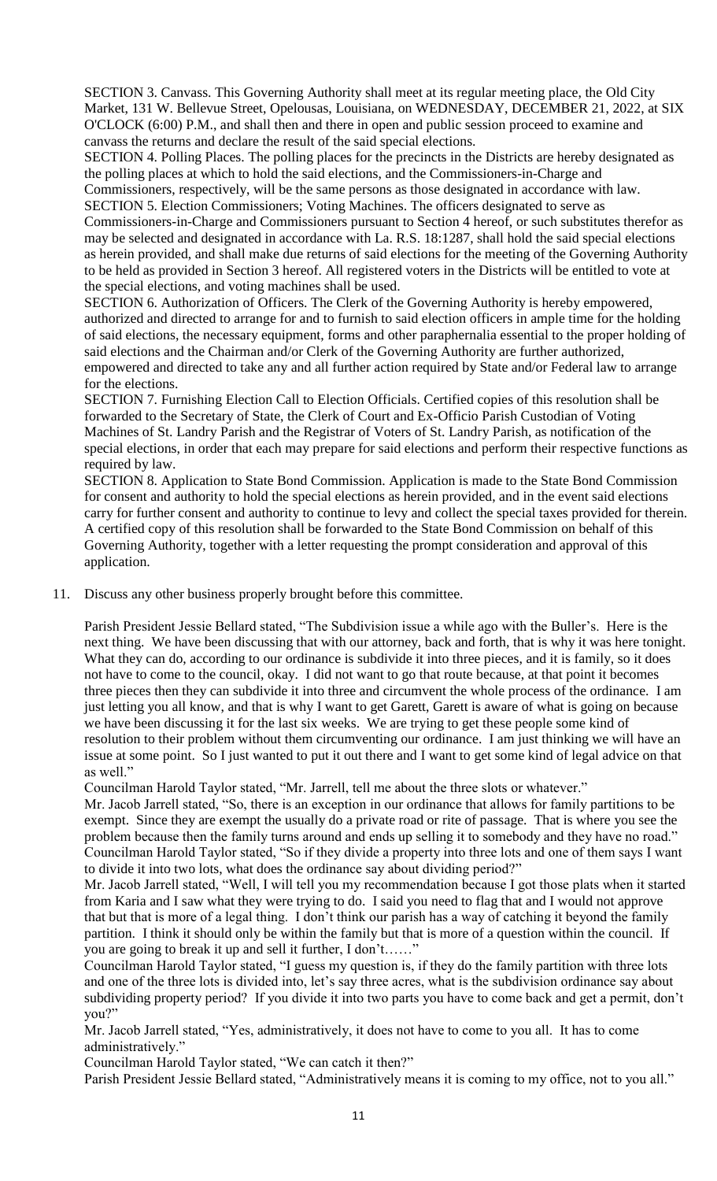SECTION 3. Canvass. This Governing Authority shall meet at its regular meeting place, the Old City Market, 131 W. Bellevue Street, Opelousas, Louisiana, on WEDNESDAY, DECEMBER 21, 2022, at SIX O'CLOCK (6:00) P.M., and shall then and there in open and public session proceed to examine and canvass the returns and declare the result of the said special elections.

SECTION 4. Polling Places. The polling places for the precincts in the Districts are hereby designated as the polling places at which to hold the said elections, and the Commissioners-in-Charge and Commissioners, respectively, will be the same persons as those designated in accordance with law.

SECTION 5. Election Commissioners; Voting Machines. The officers designated to serve as Commissioners-in-Charge and Commissioners pursuant to Section 4 hereof, or such substitutes therefor as may be selected and designated in accordance with La. R.S. 18:1287, shall hold the said special elections as herein provided, and shall make due returns of said elections for the meeting of the Governing Authority to be held as provided in Section 3 hereof. All registered voters in the Districts will be entitled to vote at the special elections, and voting machines shall be used.

SECTION 6. Authorization of Officers. The Clerk of the Governing Authority is hereby empowered, authorized and directed to arrange for and to furnish to said election officers in ample time for the holding of said elections, the necessary equipment, forms and other paraphernalia essential to the proper holding of said elections and the Chairman and/or Clerk of the Governing Authority are further authorized, empowered and directed to take any and all further action required by State and/or Federal law to arrange for the elections.

SECTION 7. Furnishing Election Call to Election Officials. Certified copies of this resolution shall be forwarded to the Secretary of State, the Clerk of Court and Ex-Officio Parish Custodian of Voting Machines of St. Landry Parish and the Registrar of Voters of St. Landry Parish, as notification of the special elections, in order that each may prepare for said elections and perform their respective functions as required by law.

SECTION 8. Application to State Bond Commission. Application is made to the State Bond Commission for consent and authority to hold the special elections as herein provided, and in the event said elections carry for further consent and authority to continue to levy and collect the special taxes provided for therein. A certified copy of this resolution shall be forwarded to the State Bond Commission on behalf of this Governing Authority, together with a letter requesting the prompt consideration and approval of this application.

11. Discuss any other business properly brought before this committee.

Parish President Jessie Bellard stated, "The Subdivision issue a while ago with the Buller's. Here is the next thing. We have been discussing that with our attorney, back and forth, that is why it was here tonight. What they can do, according to our ordinance is subdivide it into three pieces, and it is family, so it does not have to come to the council, okay. I did not want to go that route because, at that point it becomes three pieces then they can subdivide it into three and circumvent the whole process of the ordinance. I am just letting you all know, and that is why I want to get Garett, Garett is aware of what is going on because we have been discussing it for the last six weeks. We are trying to get these people some kind of resolution to their problem without them circumventing our ordinance. I am just thinking we will have an issue at some point. So I just wanted to put it out there and I want to get some kind of legal advice on that as well."

Councilman Harold Taylor stated, "Mr. Jarrell, tell me about the three slots or whatever."

Mr. Jacob Jarrell stated, "So, there is an exception in our ordinance that allows for family partitions to be exempt. Since they are exempt the usually do a private road or rite of passage. That is where you see the problem because then the family turns around and ends up selling it to somebody and they have no road."

Councilman Harold Taylor stated, "So if they divide a property into three lots and one of them says I want to divide it into two lots, what does the ordinance say about dividing period?"

Mr. Jacob Jarrell stated, "Well, I will tell you my recommendation because I got those plats when it started from Karia and I saw what they were trying to do. I said you need to flag that and I would not approve that but that is more of a legal thing. I don't think our parish has a way of catching it beyond the family partition. I think it should only be within the family but that is more of a question within the council. If you are going to break it up and sell it further, I don't……"

Councilman Harold Taylor stated, "I guess my question is, if they do the family partition with three lots and one of the three lots is divided into, let's say three acres, what is the subdivision ordinance say about subdividing property period? If you divide it into two parts you have to come back and get a permit, don't you?"

Mr. Jacob Jarrell stated, "Yes, administratively, it does not have to come to you all. It has to come administratively."

Councilman Harold Taylor stated, "We can catch it then?"

Parish President Jessie Bellard stated, "Administratively means it is coming to my office, not to you all."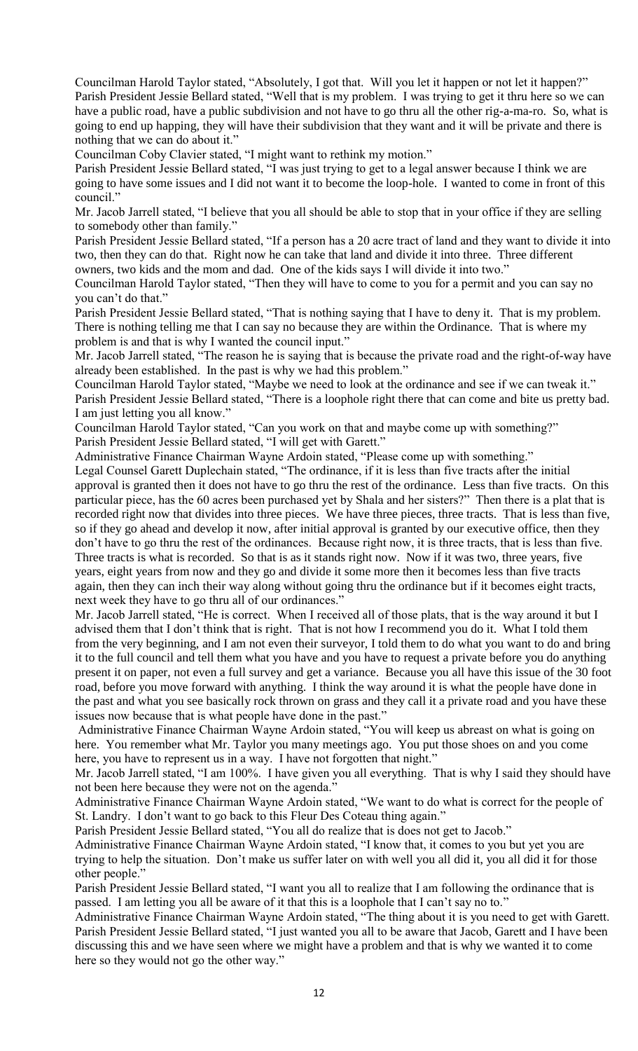Councilman Harold Taylor stated, "Absolutely, I got that. Will you let it happen or not let it happen?"
Parish President Jessie Bellard stated, "Well that is my problem. I was trying to get it thru here so we can have a public road, have a public subdivision and not have to go thru all the other rig-a-ma-ro. So, what is going to end up happing, they will have their subdivision that they want and it will be private and there is nothing that we can do about it."
Councilman Coby Clavier stated, "I might want to rethink my motion."
Parish President Jessie Bellard stated, "I was just trying to get to a legal answer because I think we are going to have some issues and I did not want it to become the loop-hole. I wanted to come in front of this council."
Mr. Jacob Jarrell stated, "I believe that you all should be able to stop that in your office if they are selling to somebody other than family."
Parish President Jessie Bellard stated, "If a person has a 20 acre tract of land and they want to divide it into two, then they can do that. Right now he can take that land and divide it into three. Three different owners, two kids and the mom and dad. One of the kids says I will divide it into two."
Councilman Harold Taylor stated, "Then they will have to come to you for a permit and you can say no you can't do that."
Parish President Jessie Bellard stated, "That is nothing saying that I have to deny it. That is my problem. There is nothing telling me that I can say no because they are within the Ordinance. That is where my problem is and that is why I wanted the council input."
Mr. Jacob Jarrell stated, "The reason he is saying that is because the private road and the right-of-way have already been established. In the past is why we had this problem."
Councilman Harold Taylor stated, "Maybe we need to look at the ordinance and see if we can tweak it."
Parish President Jessie Bellard stated, "There is a loophole right there that can come and bite us pretty bad. I am just letting you all know."
Councilman Harold Taylor stated, "Can you work on that and maybe come up with something?"
Parish President Jessie Bellard stated, "I will get with Garett."
Administrative Finance Chairman Wayne Ardoin stated, "Please come up with something."
Legal Counsel Garett Duplechain stated, "The ordinance, if it is less than five tracts after the initial approval is granted then it does not have to go thru the rest of the ordinance. Less than five tracts. On this particular piece, has the 60 acres been purchased yet by Shala and her sisters?" Then there is a plat that is recorded right now that divides into three pieces. We have three pieces, three tracts. That is less than five, so if they go ahead and develop it now, after initial approval is granted by our executive office, then they don't have to go thru the rest of the ordinances. Because right now, it is three tracts, that is less than five. Three tracts is what is recorded. So that is as it stands right now. Now if it was two, three years, five years, eight years from now and they go and divide it some more then it becomes less than five tracts again, then they can inch their way along without going thru the ordinance but if it becomes eight tracts, next week they have to go thru all of our ordinances."
Mr. Jacob Jarrell stated, "He is correct. When I received all of those plats, that is the way around it but I advised them that I don't think that is right. That is not how I recommend you do it. What I told them from the very beginning, and I am not even their surveyor, I told them to do what you want to do and bring it to the full council and tell them what you have and you have to request a private before you do anything present it on paper, not even a full survey and get a variance. Because you all have this issue of the 30 foot road, before you move forward with anything. I think the way around it is what the people have done in the past and what you see basically rock thrown on grass and they call it a private road and you have these issues now because that is what people have done in the past."
Administrative Finance Chairman Wayne Ardoin stated, "You will keep us abreast on what is going on here. You remember what Mr. Taylor you many meetings ago. You put those shoes on and you come here, you have to represent us in a way. I have not forgotten that night."
Mr. Jacob Jarrell stated, "I am 100%. I have given you all everything. That is why I said they should have not been here because they were not on the agenda."
Administrative Finance Chairman Wayne Ardoin stated, "We want to do what is correct for the people of St. Landry. I don't want to go back to this Fleur Des Coteau thing again."
Parish President Jessie Bellard stated, "You all do realize that is does not get to Jacob."
Administrative Finance Chairman Wayne Ardoin stated, "I know that, it comes to you but yet you are trying to help the situation. Don't make us suffer later on with well you all did it, you all did it for those other people."
Parish President Jessie Bellard stated, "I want you all to realize that I am following the ordinance that is passed. I am letting you all be aware of it that this is a loophole that I can't say no to."
Administrative Finance Chairman Wayne Ardoin stated, "The thing about it is you need to get with Garett.
Parish President Jessie Bellard stated, "I just wanted you all to be aware that Jacob, Garett and I have been discussing this and we have seen where we might have a problem and that is why we wanted it to come here so they would not go the other way."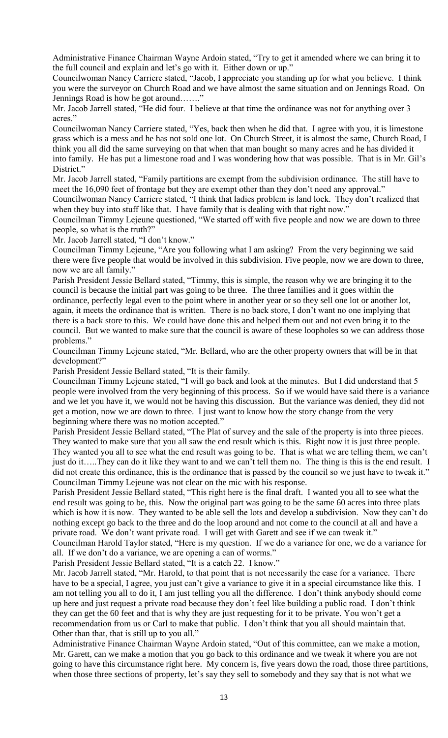Administrative Finance Chairman Wayne Ardoin stated, "Try to get it amended where we can bring it to the full council and explain and let's go with it. Either down or up."

Councilwoman Nancy Carriere stated, "Jacob, I appreciate you standing up for what you believe. I think you were the surveyor on Church Road and we have almost the same situation and on Jennings Road. On Jennings Road is how he got around……."

Mr. Jacob Jarrell stated, "He did four. I believe at that time the ordinance was not for anything over 3 acres."

Councilwoman Nancy Carriere stated, "Yes, back then when he did that. I agree with you, it is limestone grass which is a mess and he has not sold one lot. On Church Street, it is almost the same, Church Road, I think you all did the same surveying on that when that man bought so many acres and he has divided it into family. He has put a limestone road and I was wondering how that was possible. That is in Mr. Gil's District."

Mr. Jacob Jarrell stated, "Family partitions are exempt from the subdivision ordinance. The still have to meet the 16,090 feet of frontage but they are exempt other than they don't need any approval."

Councilwoman Nancy Carriere stated, "I think that ladies problem is land lock. They don't realized that when they buy into stuff like that. I have family that is dealing with that right now."

Councilman Timmy Lejeune questioned, "We started off with five people and now we are down to three people, so what is the truth?"

Mr. Jacob Jarrell stated, "I don't know."

Councilman Timmy Lejeune, "Are you following what I am asking? From the very beginning we said there were five people that would be involved in this subdivision. Five people, now we are down to three, now we are all family."

Parish President Jessie Bellard stated, "Timmy, this is simple, the reason why we are bringing it to the council is because the initial part was going to be three. The three families and it goes within the ordinance, perfectly legal even to the point where in another year or so they sell one lot or another lot, again, it meets the ordinance that is written. There is no back store, I don't want no one implying that there is a back store to this. We could have done this and helped them out and not even bring it to the council. But we wanted to make sure that the council is aware of these loopholes so we can address those problems."

Councilman Timmy Lejeune stated, "Mr. Bellard, who are the other property owners that will be in that development?"

Parish President Jessie Bellard stated, "It is their family.

Councilman Timmy Lejeune stated, "I will go back and look at the minutes. But I did understand that 5 people were involved from the very beginning of this process. So if we would have said there is a variance and we let you have it, we would not be having this discussion. But the variance was denied, they did not get a motion, now we are down to three. I just want to know how the story change from the very beginning where there was no motion accepted."

Parish President Jessie Bellard stated, "The Plat of survey and the sale of the property is into three pieces. They wanted to make sure that you all saw the end result which is this. Right now it is just three people. They wanted you all to see what the end result was going to be. That is what we are telling them, we can't just do it…..They can do it like they want to and we can't tell them no. The thing is this is the end result. I did not create this ordinance, this is the ordinance that is passed by the council so we just have to tweak it."

Councilman Timmy Lejeune was not clear on the mic with his response.

Parish President Jessie Bellard stated, "This right here is the final draft. I wanted you all to see what the end result was going to be, this. Now the original part was going to be the same 60 acres into three plats which is how it is now. They wanted to be able sell the lots and develop a subdivision. Now they can't do nothing except go back to the three and do the loop around and not come to the council at all and have a private road. We don't want private road. I will get with Garett and see if we can tweak it."

Councilman Harold Taylor stated, "Here is my question. If we do a variance for one, we do a variance for all. If we don't do a variance, we are opening a can of worms."

Parish President Jessie Bellard stated, "It is a catch 22. I know."

Mr. Jacob Jarrell stated, "Mr. Harold, to that point that is not necessarily the case for a variance. There have to be a special, I agree, you just can't give a variance to give it in a special circumstance like this. I am not telling you all to do it, I am just telling you all the difference. I don't think anybody should come up here and just request a private road because they don't feel like building a public road. I don't think they can get the 60 feet and that is why they are just requesting for it to be private. You won't get a recommendation from us or Carl to make that public. I don't think that you all should maintain that. Other than that, that is still up to you all."

Administrative Finance Chairman Wayne Ardoin stated, "Out of this committee, can we make a motion, Mr. Garett, can we make a motion that you go back to this ordinance and we tweak it where you are not going to have this circumstance right here. My concern is, five years down the road, those three partitions, when those three sections of property, let's say they sell to somebody and they say that is not what we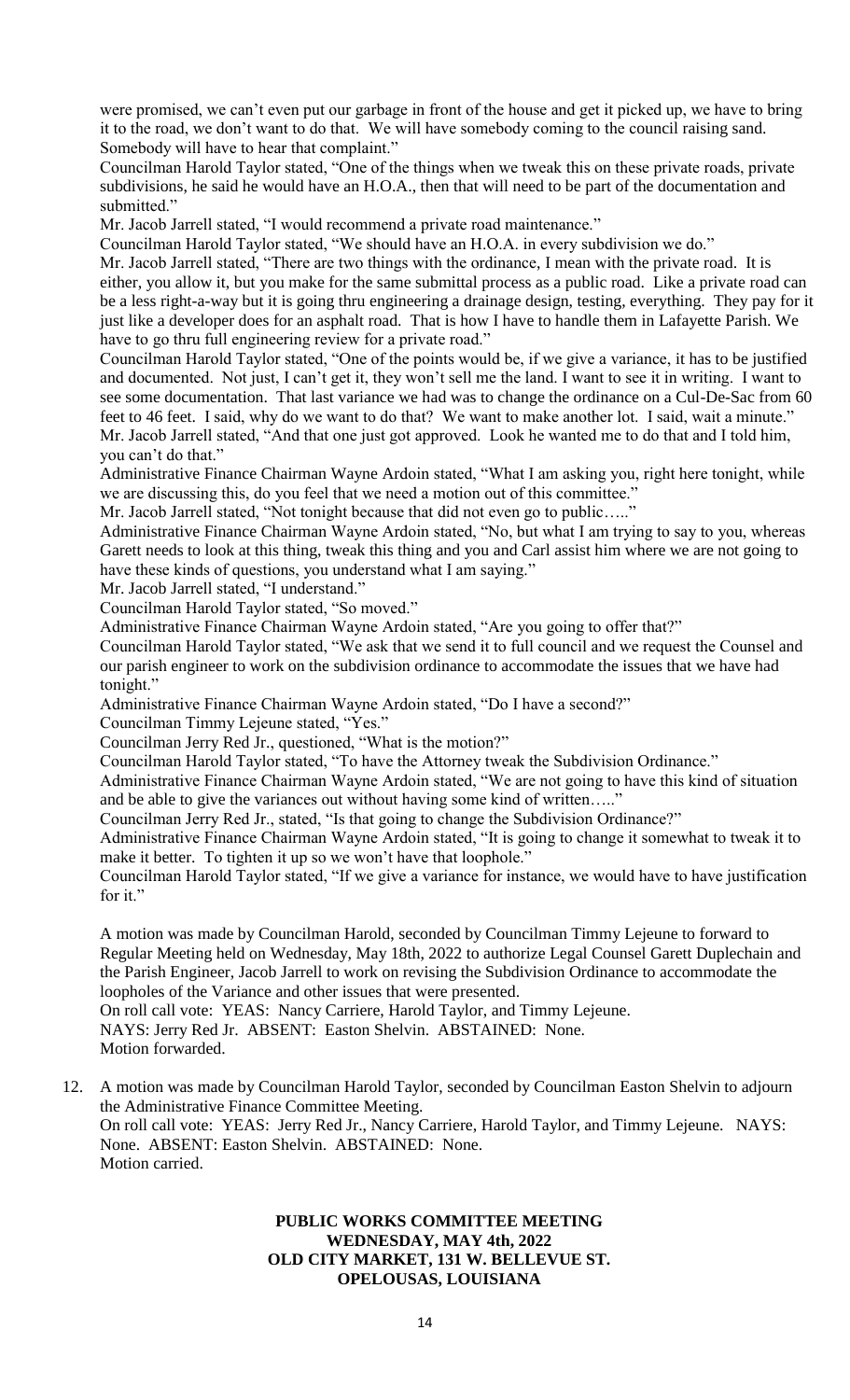were promised, we can't even put our garbage in front of the house and get it picked up, we have to bring it to the road, we don't want to do that. We will have somebody coming to the council raising sand. Somebody will have to hear that complaint."

Councilman Harold Taylor stated, "One of the things when we tweak this on these private roads, private subdivisions, he said he would have an H.O.A., then that will need to be part of the documentation and submitted."

Mr. Jacob Jarrell stated, "I would recommend a private road maintenance."

Councilman Harold Taylor stated, "We should have an H.O.A. in every subdivision we do."

Mr. Jacob Jarrell stated, "There are two things with the ordinance, I mean with the private road. It is either, you allow it, but you make for the same submittal process as a public road. Like a private road can be a less right-a-way but it is going thru engineering a drainage design, testing, everything. They pay for it just like a developer does for an asphalt road. That is how I have to handle them in Lafayette Parish. We have to go thru full engineering review for a private road."

Councilman Harold Taylor stated, "One of the points would be, if we give a variance, it has to be justified and documented. Not just, I can't get it, they won't sell me the land. I want to see it in writing. I want to see some documentation. That last variance we had was to change the ordinance on a Cul-De-Sac from 60 feet to 46 feet. I said, why do we want to do that? We want to make another lot. I said, wait a minute."

Mr. Jacob Jarrell stated, "And that one just got approved. Look he wanted me to do that and I told him, you can't do that."

Administrative Finance Chairman Wayne Ardoin stated, "What I am asking you, right here tonight, while we are discussing this, do you feel that we need a motion out of this committee."

Mr. Jacob Jarrell stated, "Not tonight because that did not even go to public….."

Administrative Finance Chairman Wayne Ardoin stated, "No, but what I am trying to say to you, whereas Garett needs to look at this thing, tweak this thing and you and Carl assist him where we are not going to have these kinds of questions, you understand what I am saying."

Mr. Jacob Jarrell stated, "I understand."

Councilman Harold Taylor stated, "So moved."

Administrative Finance Chairman Wayne Ardoin stated, "Are you going to offer that?"

Councilman Harold Taylor stated, "We ask that we send it to full council and we request the Counsel and our parish engineer to work on the subdivision ordinance to accommodate the issues that we have had tonight."

Administrative Finance Chairman Wayne Ardoin stated, "Do I have a second?"

Councilman Timmy Lejeune stated, "Yes."

Councilman Jerry Red Jr., questioned, "What is the motion?"

Councilman Harold Taylor stated, "To have the Attorney tweak the Subdivision Ordinance."

Administrative Finance Chairman Wayne Ardoin stated, "We are not going to have this kind of situation and be able to give the variances out without having some kind of written….."

Councilman Jerry Red Jr., stated, "Is that going to change the Subdivision Ordinance?"

Administrative Finance Chairman Wayne Ardoin stated, "It is going to change it somewhat to tweak it to make it better. To tighten it up so we won't have that loophole."

Councilman Harold Taylor stated, "If we give a variance for instance, we would have to have justification for it."

A motion was made by Councilman Harold, seconded by Councilman Timmy Lejeune to forward to Regular Meeting held on Wednesday, May 18th, 2022 to authorize Legal Counsel Garett Duplechain and the Parish Engineer, Jacob Jarrell to work on revising the Subdivision Ordinance to accommodate the loopholes of the Variance and other issues that were presented.
On roll call vote: YEAS: Nancy Carriere, Harold Taylor, and Timmy Lejeune.
NAYS: Jerry Red Jr. ABSENT: Easton Shelvin. ABSTAINED: None.
Motion forwarded.

12. A motion was made by Councilman Harold Taylor, seconded by Councilman Easton Shelvin to adjourn the Administrative Finance Committee Meeting.
On roll call vote: YEAS: Jerry Red Jr., Nancy Carriere, Harold Taylor, and Timmy Lejeune. NAYS: None. ABSENT: Easton Shelvin. ABSTAINED: None.
Motion carried.

**PUBLIC WORKS COMMITTEE MEETING**
**WEDNESDAY, MAY 4th, 2022**
**OLD CITY MARKET, 131 W. BELLEVUE ST.**
**OPELOUSAS, LOUISIANA**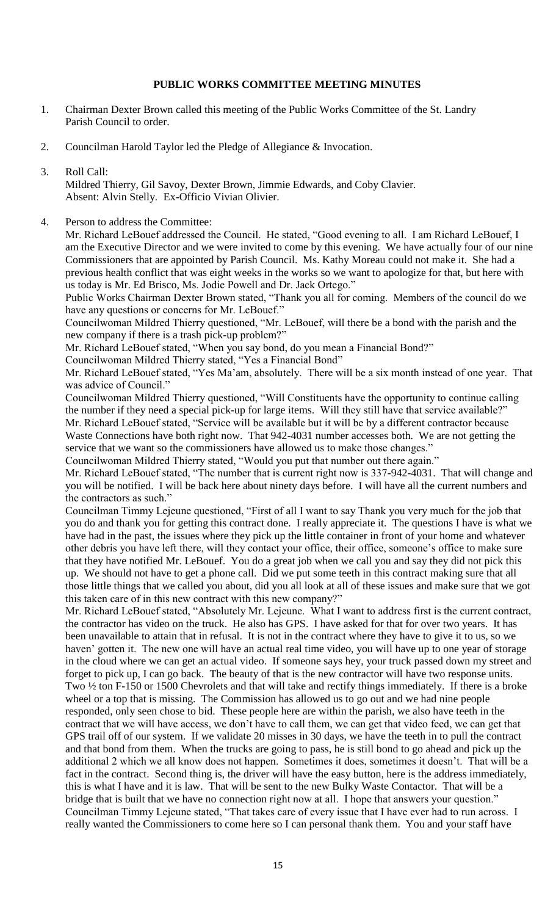# PUBLIC WORKS COMMITTEE MEETING MINUTES

1. Chairman Dexter Brown called this meeting of the Public Works Committee of the St. Landry Parish Council to order.

2. Councilman Harold Taylor led the Pledge of Allegiance & Invocation.

3. Roll Call:
   Mildred Thierry, Gil Savoy, Dexter Brown, Jimmie Edwards, and Coby Clavier.
   Absent: Alvin Stelly. Ex-Officio Vivian Olivier.

4. Person to address the Committee:
   Mr. Richard LeBouef addressed the Council. He stated, "Good evening to all. I am Richard LeBouef, I am the Executive Director and we were invited to come by this evening. We have actually four of our nine Commissioners that are appointed by Parish Council. Ms. Kathy Moreau could not make it. She had a previous health conflict that was eight weeks in the works so we want to apologize for that, but here with us today is Mr. Ed Brisco, Ms. Jodie Powell and Dr. Jack Ortego."
   Public Works Chairman Dexter Brown stated, "Thank you all for coming. Members of the council do we have any questions or concerns for Mr. LeBouef."
   Councilwoman Mildred Thierry questioned, "Mr. LeBouef, will there be a bond with the parish and the new company if there is a trash pick-up problem?"
   Mr. Richard LeBouef stated, "When you say bond, do you mean a Financial Bond?"
   Councilwoman Mildred Thierry stated, "Yes a Financial Bond"
   Mr. Richard LeBouef stated, "Yes Ma'am, absolutely. There will be a six month instead of one year. That was advice of Council."
   Councilwoman Mildred Thierry questioned, "Will Constituents have the opportunity to continue calling the number if they need a special pick-up for large items. Will they still have that service available?"
   Mr. Richard LeBouef stated, "Service will be available but it will be by a different contractor because Waste Connections have both right now. That 942-4031 number accesses both. We are not getting the service that we want so the commissioners have allowed us to make those changes."
   Councilwoman Mildred Thierry stated, "Would you put that number out there again."
   Mr. Richard LeBouef stated, "The number that is current right now is 337-942-4031. That will change and you will be notified. I will be back here about ninety days before. I will have all the current numbers and the contractors as such."
   Councilman Timmy Lejeune questioned, "First of all I want to say Thank you very much for the job that you do and thank you for getting this contract done. I really appreciate it. The questions I have is what we have had in the past, the issues where they pick up the little container in front of your home and whatever other debris you have left there, will they contact your office, their office, someone's office to make sure that they have notified Mr. LeBouef. You do a great job when we call you and say they did not pick this up. We should not have to get a phone call. Did we put some teeth in this contract making sure that all those little things that we called you about, did you all look at all of these issues and make sure that we got this taken care of in this new contract with this new company?"
   Mr. Richard LeBouef stated, "Absolutely Mr. Lejeune. What I want to address first is the current contract, the contractor has video on the truck. He also has GPS. I have asked for that for over two years. It has been unavailable to attain that in refusal. It is not in the contract where they have to give it to us, so we haven' gotten it. The new one will have an actual real time video, you will have up to one year of storage in the cloud where we can get an actual video. If someone says hey, your truck passed down my street and forget to pick up, I can go back. The beauty of that is the new contractor will have two response units. Two ½ ton F-150 or 1500 Chevrolets and that will take and rectify things immediately. If there is a broke wheel or a top that is missing. The Commission has allowed us to go out and we had nine people responded, only seen chose to bid. These people here are within the parish, we also have teeth in the contract that we will have access, we don't have to call them, we can get that video feed, we can get that GPS trail off of our system. If we validate 20 misses in 30 days, we have the teeth in to pull the contract and that bond from them. When the trucks are going to pass, he is still bond to go ahead and pick up the additional 2 which we all know does not happen. Sometimes it does, sometimes it doesn't. That will be a fact in the contract. Second thing is, the driver will have the easy button, here is the address immediately, this is what I have and it is law. That will be sent to the new Bulky Waste Contactor. That will be a bridge that is built that we have no connection right now at all. I hope that answers your question."
   Councilman Timmy Lejeune stated, "That takes care of every issue that I have ever had to run across. I really wanted the Commissioners to come here so I can personal thank them. You and your staff have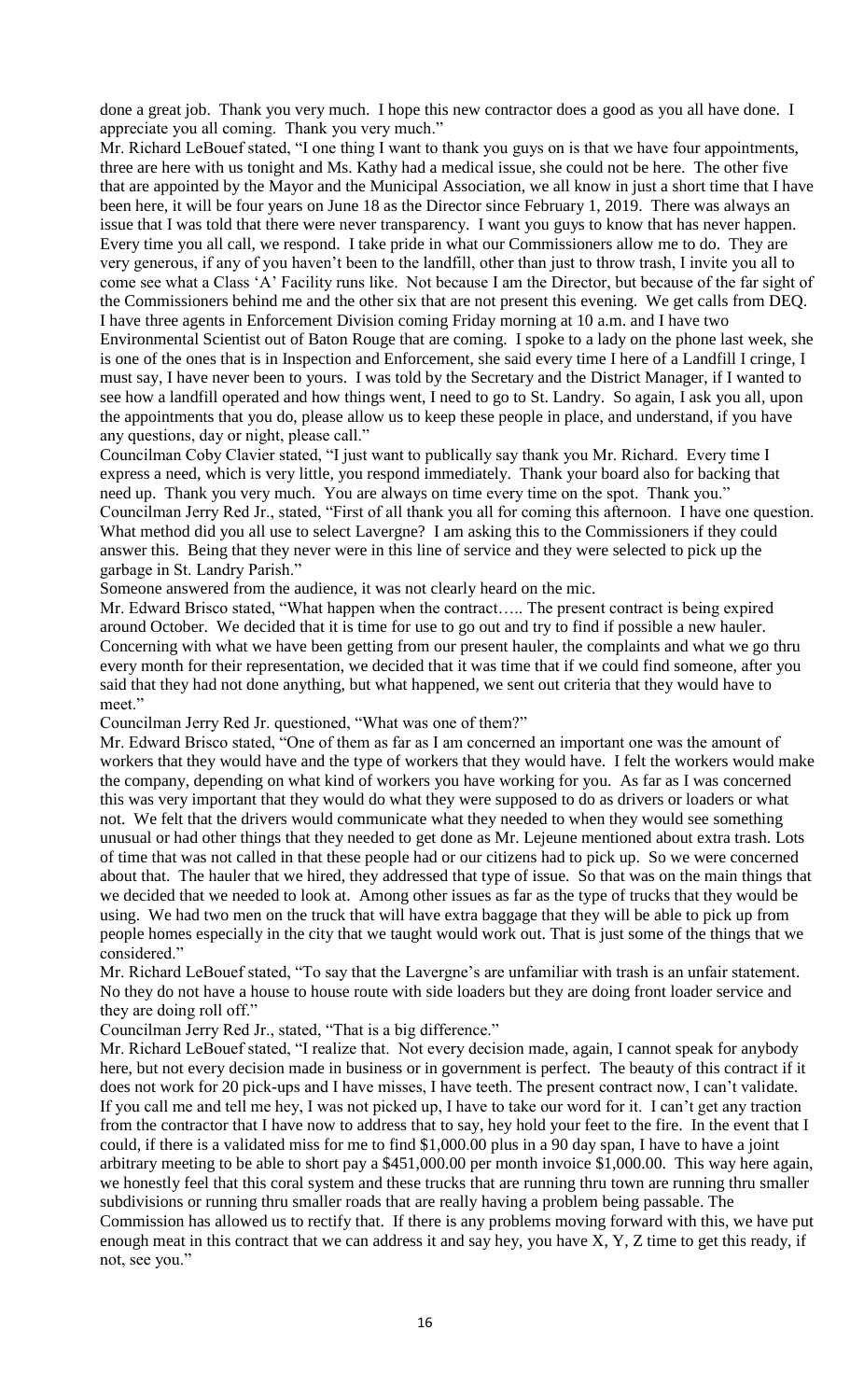done a great job. Thank you very much. I hope this new contractor does a good as you all have done. I appreciate you all coming. Thank you very much."

Mr. Richard LeBouef stated, "I one thing I want to thank you guys on is that we have four appointments, three are here with us tonight and Ms. Kathy had a medical issue, she could not be here. The other five that are appointed by the Mayor and the Municipal Association, we all know in just a short time that I have been here, it will be four years on June 18 as the Director since February 1, 2019. There was always an issue that I was told that there were never transparency. I want you guys to know that has never happen. Every time you all call, we respond. I take pride in what our Commissioners allow me to do. They are very generous, if any of you haven't been to the landfill, other than just to throw trash, I invite you all to come see what a Class 'A' Facility runs like. Not because I am the Director, but because of the far sight of the Commissioners behind me and the other six that are not present this evening. We get calls from DEQ. I have three agents in Enforcement Division coming Friday morning at 10 a.m. and I have two Environmental Scientist out of Baton Rouge that are coming. I spoke to a lady on the phone last week, she is one of the ones that is in Inspection and Enforcement, she said every time I here of a Landfill I cringe, I must say, I have never been to yours. I was told by the Secretary and the District Manager, if I wanted to see how a landfill operated and how things went, I need to go to St. Landry. So again, I ask you all, upon the appointments that you do, please allow us to keep these people in place, and understand, if you have any questions, day or night, please call."

Councilman Coby Clavier stated, "I just want to publically say thank you Mr. Richard. Every time I express a need, which is very little, you respond immediately. Thank your board also for backing that need up. Thank you very much. You are always on time every time on the spot. Thank you."

Councilman Jerry Red Jr., stated, "First of all thank you all for coming this afternoon. I have one question. What method did you all use to select Lavergne? I am asking this to the Commissioners if they could answer this. Being that they never were in this line of service and they were selected to pick up the garbage in St. Landry Parish."

Someone answered from the audience, it was not clearly heard on the mic.

Mr. Edward Brisco stated, "What happen when the contract….. The present contract is being expired around October. We decided that it is time for use to go out and try to find if possible a new hauler. Concerning with what we have been getting from our present hauler, the complaints and what we go thru every month for their representation, we decided that it was time that if we could find someone, after you said that they had not done anything, but what happened, we sent out criteria that they would have to meet."

Councilman Jerry Red Jr. questioned, "What was one of them?"

Mr. Edward Brisco stated, "One of them as far as I am concerned an important one was the amount of workers that they would have and the type of workers that they would have. I felt the workers would make the company, depending on what kind of workers you have working for you. As far as I was concerned this was very important that they would do what they were supposed to do as drivers or loaders or what not. We felt that the drivers would communicate what they needed to when they would see something unusual or had other things that they needed to get done as Mr. Lejeune mentioned about extra trash. Lots of time that was not called in that these people had or our citizens had to pick up. So we were concerned about that. The hauler that we hired, they addressed that type of issue. So that was on the main things that we decided that we needed to look at. Among other issues as far as the type of trucks that they would be using. We had two men on the truck that will have extra baggage that they will be able to pick up from people homes especially in the city that we taught would work out. That is just some of the things that we considered."

Mr. Richard LeBouef stated, "To say that the Lavergne's are unfamiliar with trash is an unfair statement. No they do not have a house to house route with side loaders but they are doing front loader service and they are doing roll off."

Councilman Jerry Red Jr., stated, "That is a big difference."

Mr. Richard LeBouef stated, "I realize that. Not every decision made, again, I cannot speak for anybody here, but not every decision made in business or in government is perfect. The beauty of this contract if it does not work for 20 pick-ups and I have misses, I have teeth. The present contract now, I can't validate. If you call me and tell me hey, I was not picked up, I have to take our word for it. I can't get any traction from the contractor that I have now to address that to say, hey hold your feet to the fire. In the event that I could, if there is a validated miss for me to find $1,000.00 plus in a 90 day span, I have to have a joint arbitrary meeting to be able to short pay a $451,000.00 per month invoice $1,000.00. This way here again, we honestly feel that this coral system and these trucks that are running thru town are running thru smaller subdivisions or running thru smaller roads that are really having a problem being passable. The Commission has allowed us to rectify that. If there is any problems moving forward with this, we have put enough meat in this contract that we can address it and say hey, you have X, Y, Z time to get this ready, if not, see you."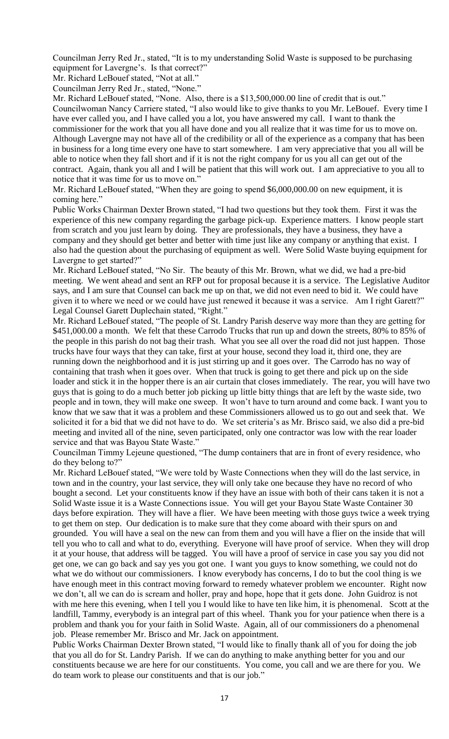Councilman Jerry Red Jr., stated, "It is to my understanding Solid Waste is supposed to be purchasing equipment for Lavergne's. Is that correct?"

Mr. Richard LeBouef stated, "Not at all."

Councilman Jerry Red Jr., stated, "None."

Mr. Richard LeBouef stated, "None. Also, there is a $13,500,000.00 line of credit that is out."

Councilwoman Nancy Carriere stated, "I also would like to give thanks to you Mr. LeBouef. Every time I have ever called you, and I have called you a lot, you have answered my call. I want to thank the commissioner for the work that you all have done and you all realize that it was time for us to move on. Although Lavergne may not have all of the credibility or all of the experience as a company that has been in business for a long time every one have to start somewhere. I am very appreciative that you all will be able to notice when they fall short and if it is not the right company for us you all can get out of the contract. Again, thank you all and I will be patient that this will work out. I am appreciative to you all to notice that it was time for us to move on."

Mr. Richard LeBouef stated, "When they are going to spend $6,000,000.00 on new equipment, it is coming here."

Public Works Chairman Dexter Brown stated, "I had two questions but they took them. First it was the experience of this new company regarding the garbage pick-up. Experience matters. I know people start from scratch and you just learn by doing. They are professionals, they have a business, they have a company and they should get better and better with time just like any company or anything that exist. I also had the question about the purchasing of equipment as well. Were Solid Waste buying equipment for Lavergne to get started?"

Mr. Richard LeBouef stated, "No Sir. The beauty of this Mr. Brown, what we did, we had a pre-bid meeting. We went ahead and sent an RFP out for proposal because it is a service. The Legislative Auditor says, and I am sure that Counsel can back me up on that, we did not even need to bid it. We could have given it to where we need or we could have just renewed it because it was a service. Am I right Garett?"

Legal Counsel Garett Duplechain stated, "Right."

Mr. Richard LeBouef stated, "The people of St. Landry Parish deserve way more than they are getting for $451,000.00 a month. We felt that these Carrodo Trucks that run up and down the streets, 80% to 85% of the people in this parish do not bag their trash. What you see all over the road did not just happen. Those trucks have four ways that they can take, first at your house, second they load it, third one, they are running down the neighborhood and it is just stirring up and it goes over. The Carrodo has no way of containing that trash when it goes over. When that truck is going to get there and pick up on the side loader and stick it in the hopper there is an air curtain that closes immediately. The rear, you will have two guys that is going to do a much better job picking up little bitty things that are left by the waste side, two people and in town, they will make one sweep. It won't have to turn around and come back. I want you to know that we saw that it was a problem and these Commissioners allowed us to go out and seek that. We solicited it for a bid that we did not have to do. We set criteria's as Mr. Brisco said, we also did a pre-bid meeting and invited all of the nine, seven participated, only one contractor was low with the rear loader service and that was Bayou State Waste."

Councilman Timmy Lejeune questioned, "The dump containers that are in front of every residence, who do they belong to?"

Mr. Richard LeBouef stated, "We were told by Waste Connections when they will do the last service, in town and in the country, your last service, they will only take one because they have no record of who bought a second. Let your constituents know if they have an issue with both of their cans taken it is not a Solid Waste issue it is a Waste Connections issue. You will get your Bayou State Waste Container 30 days before expiration. They will have a flier. We have been meeting with those guys twice a week trying to get them on step. Our dedication is to make sure that they come aboard with their spurs on and grounded. You will have a seal on the new can from them and you will have a flier on the inside that will tell you who to call and what to do, everything. Everyone will have proof of service. When they will drop it at your house, that address will be tagged. You will have a proof of service in case you say you did not get one, we can go back and say yes you got one. I want you guys to know something, we could not do what we do without our commissioners. I know everybody has concerns, I do to but the cool thing is we have enough meet in this contract moving forward to remedy whatever problem we encounter. Right now we don't, all we can do is scream and holler, pray and hope, hope that it gets done. John Guidroz is not with me here this evening, when I tell you I would like to have ten like him, it is phenomenal. Scott at the landfill, Tammy, everybody is an integral part of this wheel. Thank you for your patience when there is a problem and thank you for your faith in Solid Waste. Again, all of our commissioners do a phenomenal job. Please remember Mr. Brisco and Mr. Jack on appointment.

Public Works Chairman Dexter Brown stated, "I would like to finally thank all of you for doing the job that you all do for St. Landry Parish. If we can do anything to make anything better for you and our constituents because we are here for our constituents. You come, you call and we are there for you. We do team work to please our constituents and that is our job."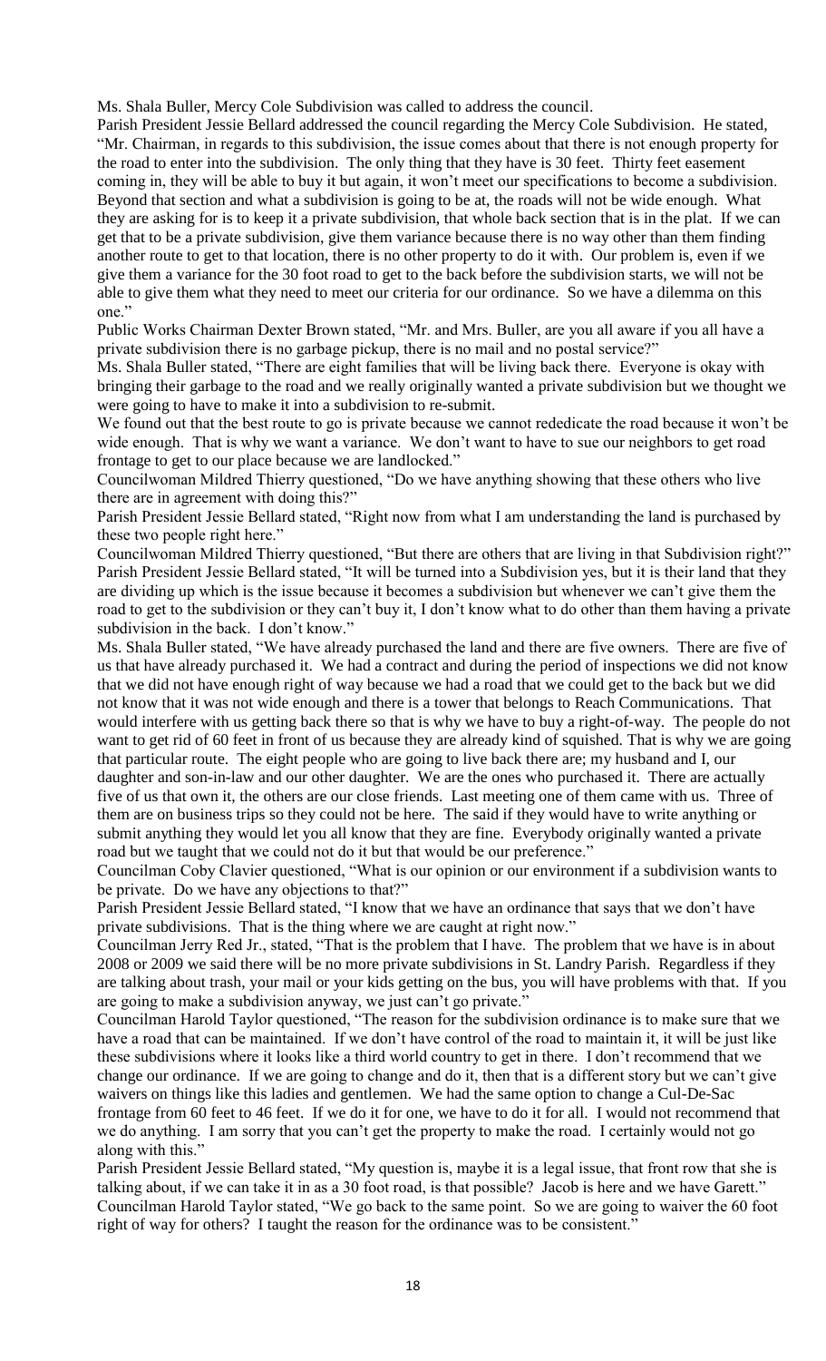Ms. Shala Buller, Mercy Cole Subdivision was called to address the council.

Parish President Jessie Bellard addressed the council regarding the Mercy Cole Subdivision. He stated, "Mr. Chairman, in regards to this subdivision, the issue comes about that there is not enough property for the road to enter into the subdivision. The only thing that they have is 30 feet. Thirty feet easement coming in, they will be able to buy it but again, it won't meet our specifications to become a subdivision. Beyond that section and what a subdivision is going to be at, the roads will not be wide enough. What they are asking for is to keep it a private subdivision, that whole back section that is in the plat. If we can get that to be a private subdivision, give them variance because there is no way other than them finding another route to get to that location, there is no other property to do it with. Our problem is, even if we give them a variance for the 30 foot road to get to the back before the subdivision starts, we will not be able to give them what they need to meet our criteria for our ordinance. So we have a dilemma on this one."

Public Works Chairman Dexter Brown stated, "Mr. and Mrs. Buller, are you all aware if you all have a private subdivision there is no garbage pickup, there is no mail and no postal service?"

Ms. Shala Buller stated, "There are eight families that will be living back there. Everyone is okay with bringing their garbage to the road and we really originally wanted a private subdivision but we thought we were going to have to make it into a subdivision to re-submit.

We found out that the best route to go is private because we cannot rededicate the road because it won't be wide enough. That is why we want a variance. We don't want to have to sue our neighbors to get road frontage to get to our place because we are landlocked."

Councilwoman Mildred Thierry questioned, "Do we have anything showing that these others who live there are in agreement with doing this?"

Parish President Jessie Bellard stated, "Right now from what I am understanding the land is purchased by these two people right here."

Councilwoman Mildred Thierry questioned, "But there are others that are living in that Subdivision right?"

Parish President Jessie Bellard stated, "It will be turned into a Subdivision yes, but it is their land that they are dividing up which is the issue because it becomes a subdivision but whenever we can't give them the road to get to the subdivision or they can't buy it, I don't know what to do other than them having a private subdivision in the back. I don't know."

Ms. Shala Buller stated, "We have already purchased the land and there are five owners. There are five of us that have already purchased it. We had a contract and during the period of inspections we did not know that we did not have enough right of way because we had a road that we could get to the back but we did not know that it was not wide enough and there is a tower that belongs to Reach Communications. That would interfere with us getting back there so that is why we have to buy a right-of-way. The people do not want to get rid of 60 feet in front of us because they are already kind of squished. That is why we are going that particular route. The eight people who are going to live back there are; my husband and I, our daughter and son-in-law and our other daughter. We are the ones who purchased it. There are actually five of us that own it, the others are our close friends. Last meeting one of them came with us. Three of them are on business trips so they could not be here. The said if they would have to write anything or submit anything they would let you all know that they are fine. Everybody originally wanted a private road but we taught that we could not do it but that would be our preference."

Councilman Coby Clavier questioned, "What is our opinion or our environment if a subdivision wants to be private. Do we have any objections to that?"

Parish President Jessie Bellard stated, "I know that we have an ordinance that says that we don't have private subdivisions. That is the thing where we are caught at right now."

Councilman Jerry Red Jr., stated, "That is the problem that I have. The problem that we have is in about 2008 or 2009 we said there will be no more private subdivisions in St. Landry Parish. Regardless if they are talking about trash, your mail or your kids getting on the bus, you will have problems with that. If you are going to make a subdivision anyway, we just can't go private."

Councilman Harold Taylor questioned, "The reason for the subdivision ordinance is to make sure that we have a road that can be maintained. If we don't have control of the road to maintain it, it will be just like these subdivisions where it looks like a third world country to get in there. I don't recommend that we change our ordinance. If we are going to change and do it, then that is a different story but we can't give waivers on things like this ladies and gentlemen. We had the same option to change a Cul-De-Sac frontage from 60 feet to 46 feet. If we do it for one, we have to do it for all. I would not recommend that we do anything. I am sorry that you can't get the property to make the road. I certainly would not go along with this."

Parish President Jessie Bellard stated, "My question is, maybe it is a legal issue, that front row that she is talking about, if we can take it in as a 30 foot road, is that possible? Jacob is here and we have Garett."

Councilman Harold Taylor stated, "We go back to the same point. So we are going to waiver the 60 foot right of way for others? I taught the reason for the ordinance was to be consistent."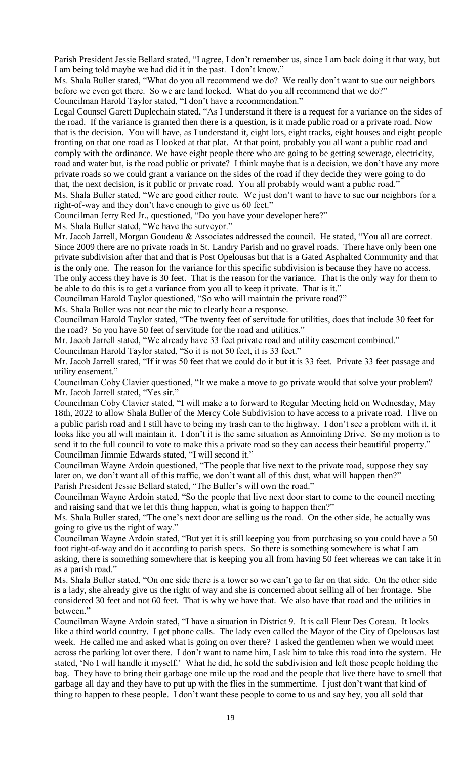Parish President Jessie Bellard stated, "I agree, I don't remember us, since I am back doing it that way, but I am being told maybe we had did it in the past. I don't know."

Ms. Shala Buller stated, "What do you all recommend we do? We really don't want to sue our neighbors before we even get there. So we are land locked. What do you all recommend that we do?"

Councilman Harold Taylor stated, "I don't have a recommendation."

Legal Counsel Garett Duplechain stated, "As I understand it there is a request for a variance on the sides of the road. If the variance is granted then there is a question, is it made public road or a private road. Now that is the decision. You will have, as I understand it, eight lots, eight tracks, eight houses and eight people fronting on that one road as I looked at that plat. At that point, probably you all want a public road and comply with the ordinance. We have eight people there who are going to be getting sewerage, electricity, road and water but, is the road public or private? I think maybe that is a decision, we don't have any more private roads so we could grant a variance on the sides of the road if they decide they were going to do that, the next decision, is it public or private road. You all probably would want a public road."

Ms. Shala Buller stated, "We are good either route. We just don't want to have to sue our neighbors for a right-of-way and they don't have enough to give us 60 feet."

Councilman Jerry Red Jr., questioned, "Do you have your developer here?"

Ms. Shala Buller stated, "We have the surveyor."

Mr. Jacob Jarrell, Morgan Goudeau & Associates addressed the council. He stated, "You all are correct. Since 2009 there are no private roads in St. Landry Parish and no gravel roads. There have only been one private subdivision after that and that is Post Opelousas but that is a Gated Asphalted Community and that is the only one. The reason for the variance for this specific subdivision is because they have no access. The only access they have is 30 feet. That is the reason for the variance. That is the only way for them to be able to do this is to get a variance from you all to keep it private. That is it."

Councilman Harold Taylor questioned, "So who will maintain the private road?"

Ms. Shala Buller was not near the mic to clearly hear a response.

Councilman Harold Taylor stated, "The twenty feet of servitude for utilities, does that include 30 feet for the road? So you have 50 feet of servitude for the road and utilities."

Mr. Jacob Jarrell stated, "We already have 33 feet private road and utility easement combined."

Councilman Harold Taylor stated, "So it is not 50 feet, it is 33 feet."

Mr. Jacob Jarrell stated, "If it was 50 feet that we could do it but it is 33 feet. Private 33 feet passage and utility easement."

Councilman Coby Clavier questioned, "It we make a move to go private would that solve your problem?

Mr. Jacob Jarrell stated, "Yes sir."

Councilman Coby Clavier stated, "I will make a to forward to Regular Meeting held on Wednesday, May 18th, 2022 to allow Shala Buller of the Mercy Cole Subdivision to have access to a private road. I live on a public parish road and I still have to being my trash can to the highway. I don't see a problem with it, it looks like you all will maintain it. I don't it is the same situation as Annointing Drive. So my motion is to send it to the full council to vote to make this a private road so they can access their beautiful property."

Councilman Jimmie Edwards stated, "I will second it."

Councilman Wayne Ardoin questioned, "The people that live next to the private road, suppose they say later on, we don't want all of this traffic, we don't want all of this dust, what will happen then?"

Parish President Jessie Bellard stated, "The Buller's will own the road."

Councilman Wayne Ardoin stated, "So the people that live next door start to come to the council meeting and raising sand that we let this thing happen, what is going to happen then?"

Ms. Shala Buller stated, "The one's next door are selling us the road. On the other side, he actually was going to give us the right of way."

Councilman Wayne Ardoin stated, "But yet it is still keeping you from purchasing so you could have a 50 foot right-of-way and do it according to parish specs. So there is something somewhere is what I am asking, there is something somewhere that is keeping you all from having 50 feet whereas we can take it in as a parish road."

Ms. Shala Buller stated, "On one side there is a tower so we can't go to far on that side. On the other side is a lady, she already give us the right of way and she is concerned about selling all of her frontage. She considered 30 feet and not 60 feet. That is why we have that. We also have that road and the utilities in between."

Councilman Wayne Ardoin stated, "I have a situation in District 9. It is call Fleur Des Coteau. It looks like a third world country. I get phone calls. The lady even called the Mayor of the City of Opelousas last week. He called me and asked what is going on over there? I asked the gentlemen when we would meet across the parking lot over there. I don't want to name him, I ask him to take this road into the system. He stated, 'No I will handle it myself.' What he did, he sold the subdivision and left those people holding the bag. They have to bring their garbage one mile up the road and the people that live there have to smell that garbage all day and they have to put up with the flies in the summertime. I just don't want that kind of thing to happen to these people. I don't want these people to come to us and say hey, you all sold that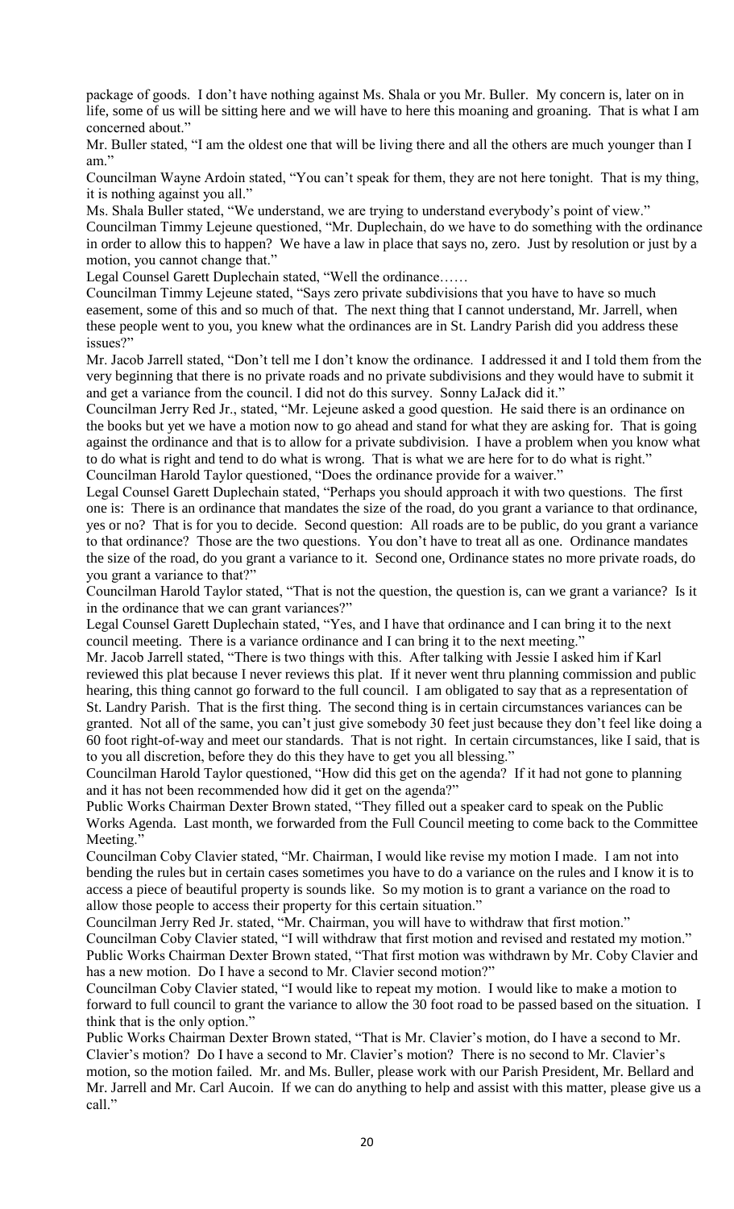package of goods. I don't have nothing against Ms. Shala or you Mr. Buller. My concern is, later on in life, some of us will be sitting here and we will have to here this moaning and groaning. That is what I am concerned about."

Mr. Buller stated, "I am the oldest one that will be living there and all the others are much younger than I am."

Councilman Wayne Ardoin stated, "You can't speak for them, they are not here tonight. That is my thing, it is nothing against you all."

Ms. Shala Buller stated, "We understand, we are trying to understand everybody's point of view."

Councilman Timmy Lejeune questioned, "Mr. Duplechain, do we have to do something with the ordinance in order to allow this to happen? We have a law in place that says no, zero. Just by resolution or just by a motion, you cannot change that."

Legal Counsel Garett Duplechain stated, "Well the ordinance……

Councilman Timmy Lejeune stated, "Says zero private subdivisions that you have to have so much easement, some of this and so much of that. The next thing that I cannot understand, Mr. Jarrell, when these people went to you, you knew what the ordinances are in St. Landry Parish did you address these issues?"

Mr. Jacob Jarrell stated, "Don't tell me I don't know the ordinance. I addressed it and I told them from the very beginning that there is no private roads and no private subdivisions and they would have to submit it and get a variance from the council. I did not do this survey. Sonny LaJack did it."

Councilman Jerry Red Jr., stated, "Mr. Lejeune asked a good question. He said there is an ordinance on the books but yet we have a motion now to go ahead and stand for what they are asking for. That is going against the ordinance and that is to allow for a private subdivision. I have a problem when you know what to do what is right and tend to do what is wrong. That is what we are here for to do what is right."

Councilman Harold Taylor questioned, "Does the ordinance provide for a waiver."

Legal Counsel Garett Duplechain stated, "Perhaps you should approach it with two questions. The first one is: There is an ordinance that mandates the size of the road, do you grant a variance to that ordinance, yes or no? That is for you to decide. Second question: All roads are to be public, do you grant a variance to that ordinance? Those are the two questions. You don't have to treat all as one. Ordinance mandates the size of the road, do you grant a variance to it. Second one, Ordinance states no more private roads, do you grant a variance to that?"

Councilman Harold Taylor stated, "That is not the question, the question is, can we grant a variance? Is it in the ordinance that we can grant variances?"

Legal Counsel Garett Duplechain stated, "Yes, and I have that ordinance and I can bring it to the next council meeting. There is a variance ordinance and I can bring it to the next meeting."

Mr. Jacob Jarrell stated, "There is two things with this. After talking with Jessie I asked him if Karl reviewed this plat because I never reviews this plat. If it never went thru planning commission and public hearing, this thing cannot go forward to the full council. I am obligated to say that as a representation of St. Landry Parish. That is the first thing. The second thing is in certain circumstances variances can be granted. Not all of the same, you can't just give somebody 30 feet just because they don't feel like doing a 60 foot right-of-way and meet our standards. That is not right. In certain circumstances, like I said, that is to you all discretion, before they do this they have to get you all blessing."

Councilman Harold Taylor questioned, "How did this get on the agenda? If it had not gone to planning and it has not been recommended how did it get on the agenda?"

Public Works Chairman Dexter Brown stated, "They filled out a speaker card to speak on the Public Works Agenda. Last month, we forwarded from the Full Council meeting to come back to the Committee Meeting."

Councilman Coby Clavier stated, "Mr. Chairman, I would like revise my motion I made. I am not into bending the rules but in certain cases sometimes you have to do a variance on the rules and I know it is to access a piece of beautiful property is sounds like. So my motion is to grant a variance on the road to allow those people to access their property for this certain situation."

Councilman Jerry Red Jr. stated, "Mr. Chairman, you will have to withdraw that first motion."

Councilman Coby Clavier stated, "I will withdraw that first motion and revised and restated my motion."

Public Works Chairman Dexter Brown stated, "That first motion was withdrawn by Mr. Coby Clavier and has a new motion. Do I have a second to Mr. Clavier second motion?"

Councilman Coby Clavier stated, "I would like to repeat my motion. I would like to make a motion to forward to full council to grant the variance to allow the 30 foot road to be passed based on the situation. I think that is the only option."

Public Works Chairman Dexter Brown stated, "That is Mr. Clavier's motion, do I have a second to Mr. Clavier's motion? Do I have a second to Mr. Clavier's motion? There is no second to Mr. Clavier's motion, so the motion failed. Mr. and Ms. Buller, please work with our Parish President, Mr. Bellard and Mr. Jarrell and Mr. Carl Aucoin. If we can do anything to help and assist with this matter, please give us a call."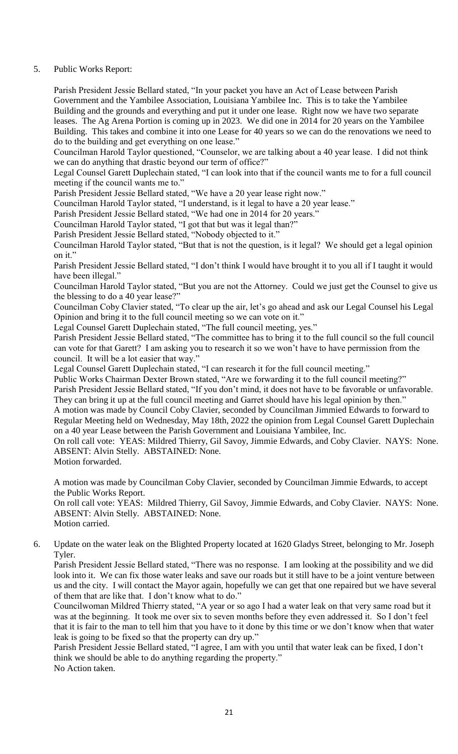5. Public Works Report:

   Parish President Jessie Bellard stated, "In your packet you have an Act of Lease between Parish Government and the Yambilee Association, Louisiana Yambilee Inc. This is to take the Yambilee Building and the grounds and everything and put it under one lease. Right now we have two separate leases. The Ag Arena Portion is coming up in 2023. We did one in 2014 for 20 years on the Yambilee Building. This takes and combine it into one Lease for 40 years so we can do the renovations we need to do to the building and get everything on one lease."

   Councilman Harold Taylor questioned, "Counselor, we are talking about a 40 year lease. I did not think we can do anything that drastic beyond our term of office?"

   Legal Counsel Garett Duplechain stated, "I can look into that if the council wants me to for a full council meeting if the council wants me to."

   Parish President Jessie Bellard stated, "We have a 20 year lease right now."

   Councilman Harold Taylor stated, "I understand, is it legal to have a 20 year lease."

   Parish President Jessie Bellard stated, "We had one in 2014 for 20 years."

   Councilman Harold Taylor stated, "I got that but was it legal than?"

   Parish President Jessie Bellard stated, "Nobody objected to it."

   Councilman Harold Taylor stated, "But that is not the question, is it legal? We should get a legal opinion on it."

   Parish President Jessie Bellard stated, "I don't think I would have brought it to you all if I taught it would have been illegal."

   Councilman Harold Taylor stated, "But you are not the Attorney. Could we just get the Counsel to give us the blessing to do a 40 year lease?"

   Councilman Coby Clavier stated, "To clear up the air, let's go ahead and ask our Legal Counsel his Legal Opinion and bring it to the full council meeting so we can vote on it."

   Legal Counsel Garett Duplechain stated, "The full council meeting, yes."

   Parish President Jessie Bellard stated, "The committee has to bring it to the full council so the full council can vote for that Garett? I am asking you to research it so we won't have to have permission from the council. It will be a lot easier that way."

   Legal Counsel Garett Duplechain stated, "I can research it for the full council meeting."

   Public Works Chairman Dexter Brown stated, "Are we forwarding it to the full council meeting?"

   Parish President Jessie Bellard stated, "If you don't mind, it does not have to be favorable or unfavorable. They can bring it up at the full council meeting and Garret should have his legal opinion by then."

   A motion was made by Council Coby Clavier, seconded by Councilman Jimmied Edwards to forward to Regular Meeting held on Wednesday, May 18th, 2022 the opinion from Legal Counsel Garett Duplechain on a 40 year Lease between the Parish Government and Louisiana Yambilee, Inc.

   On roll call vote: YEAS: Mildred Thierry, Gil Savoy, Jimmie Edwards, and Coby Clavier. NAYS: None. ABSENT: Alvin Stelly. ABSTAINED: None.

   Motion forwarded.

   A motion was made by Councilman Coby Clavier, seconded by Councilman Jimmie Edwards, to accept the Public Works Report.

   On roll call vote: YEAS: Mildred Thierry, Gil Savoy, Jimmie Edwards, and Coby Clavier. NAYS: None. ABSENT: Alvin Stelly. ABSTAINED: None.

   Motion carried.

6. Update on the water leak on the Blighted Property located at 1620 Gladys Street, belonging to Mr. Joseph Tyler.

   Parish President Jessie Bellard stated, "There was no response. I am looking at the possibility and we did look into it. We can fix those water leaks and save our roads but it still have to be a joint venture between us and the city. I will contact the Mayor again, hopefully we can get that one repaired but we have several of them that are like that. I don't know what to do."

   Councilwoman Mildred Thierry stated, "A year or so ago I had a water leak on that very same road but it was at the beginning. It took me over six to seven months before they even addressed it. So I don't feel that it is fair to the man to tell him that you have to it done by this time or we don't know when that water leak is going to be fixed so that the property can dry up."

   Parish President Jessie Bellard stated, "I agree, I am with you until that water leak can be fixed, I don't think we should be able to do anything regarding the property."

   No Action taken.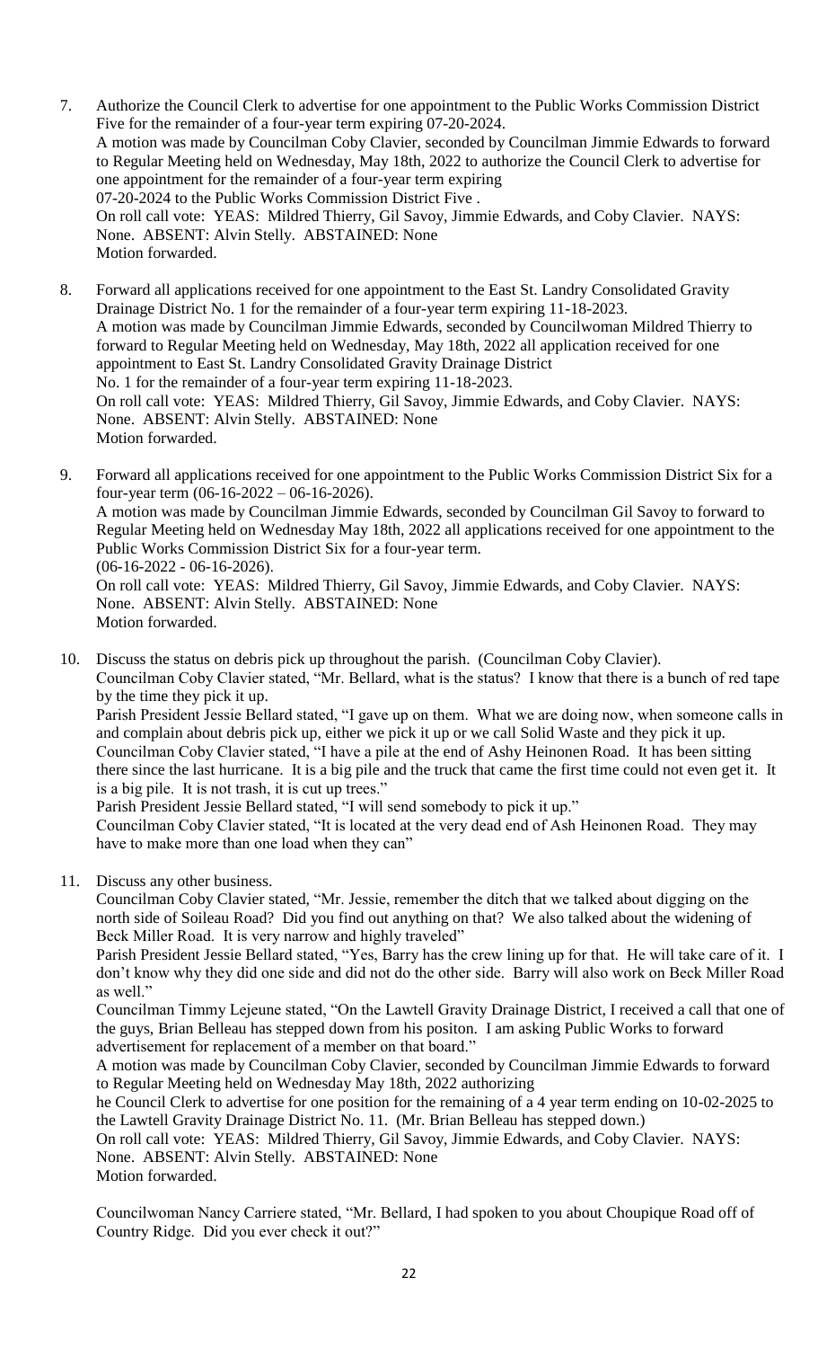7. Authorize the Council Clerk to advertise for one appointment to the Public Works Commission District Five for the remainder of a four-year term expiring 07-20-2024.
   A motion was made by Councilman Coby Clavier, seconded by Councilman Jimmie Edwards to forward to Regular Meeting held on Wednesday, May 18th, 2022 to authorize the Council Clerk to advertise for one appointment for the remainder of a four-year term expiring 07-20-2024 to the Public Works Commission District Five .
   On roll call vote: YEAS: Mildred Thierry, Gil Savoy, Jimmie Edwards, and Coby Clavier. NAYS: None. ABSENT: Alvin Stelly. ABSTAINED: None
   Motion forwarded.

8. Forward all applications received for one appointment to the East St. Landry Consolidated Gravity Drainage District No. 1 for the remainder of a four-year term expiring 11-18-2023.
   A motion was made by Councilman Jimmie Edwards, seconded by Councilwoman Mildred Thierry to forward to Regular Meeting held on Wednesday, May 18th, 2022 all application received for one appointment to East St. Landry Consolidated Gravity Drainage District No. 1 for the remainder of a four-year term expiring 11-18-2023.
   On roll call vote: YEAS: Mildred Thierry, Gil Savoy, Jimmie Edwards, and Coby Clavier. NAYS: None. ABSENT: Alvin Stelly. ABSTAINED: None
   Motion forwarded.

9. Forward all applications received for one appointment to the Public Works Commission District Six for a four-year term (06-16-2022 – 06-16-2026).
   A motion was made by Councilman Jimmie Edwards, seconded by Councilman Gil Savoy to forward to Regular Meeting held on Wednesday May 18th, 2022 all applications received for one appointment to the Public Works Commission District Six for a four-year term.
   (06-16-2022 - 06-16-2026).
   On roll call vote: YEAS: Mildred Thierry, Gil Savoy, Jimmie Edwards, and Coby Clavier. NAYS: None. ABSENT: Alvin Stelly. ABSTAINED: None
   Motion forwarded.

10. Discuss the status on debris pick up throughout the parish. (Councilman Coby Clavier).
    Councilman Coby Clavier stated, "Mr. Bellard, what is the status? I know that there is a bunch of red tape by the time they pick it up.
    Parish President Jessie Bellard stated, "I gave up on them. What we are doing now, when someone calls in and complain about debris pick up, either we pick it up or we call Solid Waste and they pick it up.
    Councilman Coby Clavier stated, "I have a pile at the end of Ashy Heinonen Road. It has been sitting there since the last hurricane. It is a big pile and the truck that came the first time could not even get it. It is a big pile. It is not trash, it is cut up trees."
    Parish President Jessie Bellard stated, "I will send somebody to pick it up."
    Councilman Coby Clavier stated, "It is located at the very dead end of Ash Heinonen Road. They may have to make more than one load when they can"

11. Discuss any other business.
    Councilman Coby Clavier stated, "Mr. Jessie, remember the ditch that we talked about digging on the north side of Soileau Road? Did you find out anything on that? We also talked about the widening of Beck Miller Road. It is very narrow and highly traveled"
    Parish President Jessie Bellard stated, "Yes, Barry has the crew lining up for that. He will take care of it. I don't know why they did one side and did not do the other side. Barry will also work on Beck Miller Road as well."
    Councilman Timmy Lejeune stated, "On the Lawtell Gravity Drainage District, I received a call that one of the guys, Brian Belleau has stepped down from his positon. I am asking Public Works to forward advertisement for replacement of a member on that board."
    A motion was made by Councilman Coby Clavier, seconded by Councilman Jimmie Edwards to forward to Regular Meeting held on Wednesday May 18th, 2022 authorizing
    he Council Clerk to advertise for one position for the remaining of a 4 year term ending on 10-02-2025 to the Lawtell Gravity Drainage District No. 11. (Mr. Brian Belleau has stepped down.)
    On roll call vote: YEAS: Mildred Thierry, Gil Savoy, Jimmie Edwards, and Coby Clavier. NAYS: None. ABSENT: Alvin Stelly. ABSTAINED: None
    Motion forwarded.

    Councilwoman Nancy Carriere stated, "Mr. Bellard, I had spoken to you about Choupique Road off of Country Ridge. Did you ever check it out?"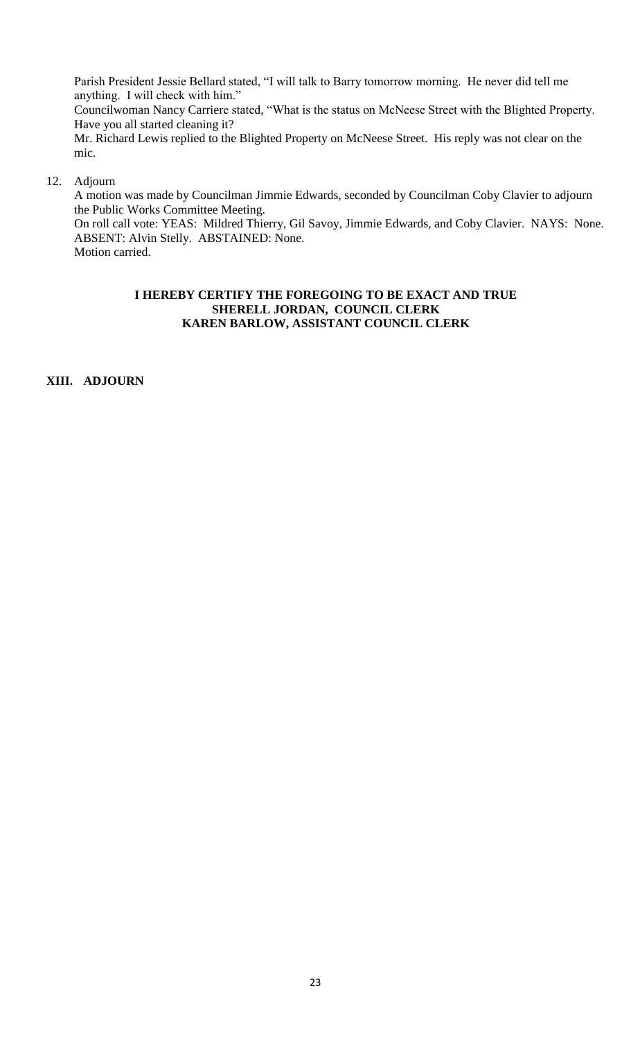Parish President Jessie Bellard stated, "I will talk to Barry tomorrow morning. He never did tell me anything. I will check with him."

Councilwoman Nancy Carriere stated, "What is the status on McNeese Street with the Blighted Property. Have you all started cleaning it?

Mr. Richard Lewis replied to the Blighted Property on McNeese Street. His reply was not clear on the mic.

12. Adjourn

A motion was made by Councilman Jimmie Edwards, seconded by Councilman Coby Clavier to adjourn the Public Works Committee Meeting.

On roll call vote: YEAS: Mildred Thierry, Gil Savoy, Jimmie Edwards, and Coby Clavier. NAYS: None. ABSENT: Alvin Stelly. ABSTAINED: None.

Motion carried.

**I HEREBY CERTIFY THE FOREGOING TO BE EXACT AND TRUE**
**SHERELL JORDAN, COUNCIL CLERK**
**KAREN BARLOW, ASSISTANT COUNCIL CLERK**

**XIII. ADJOURN**